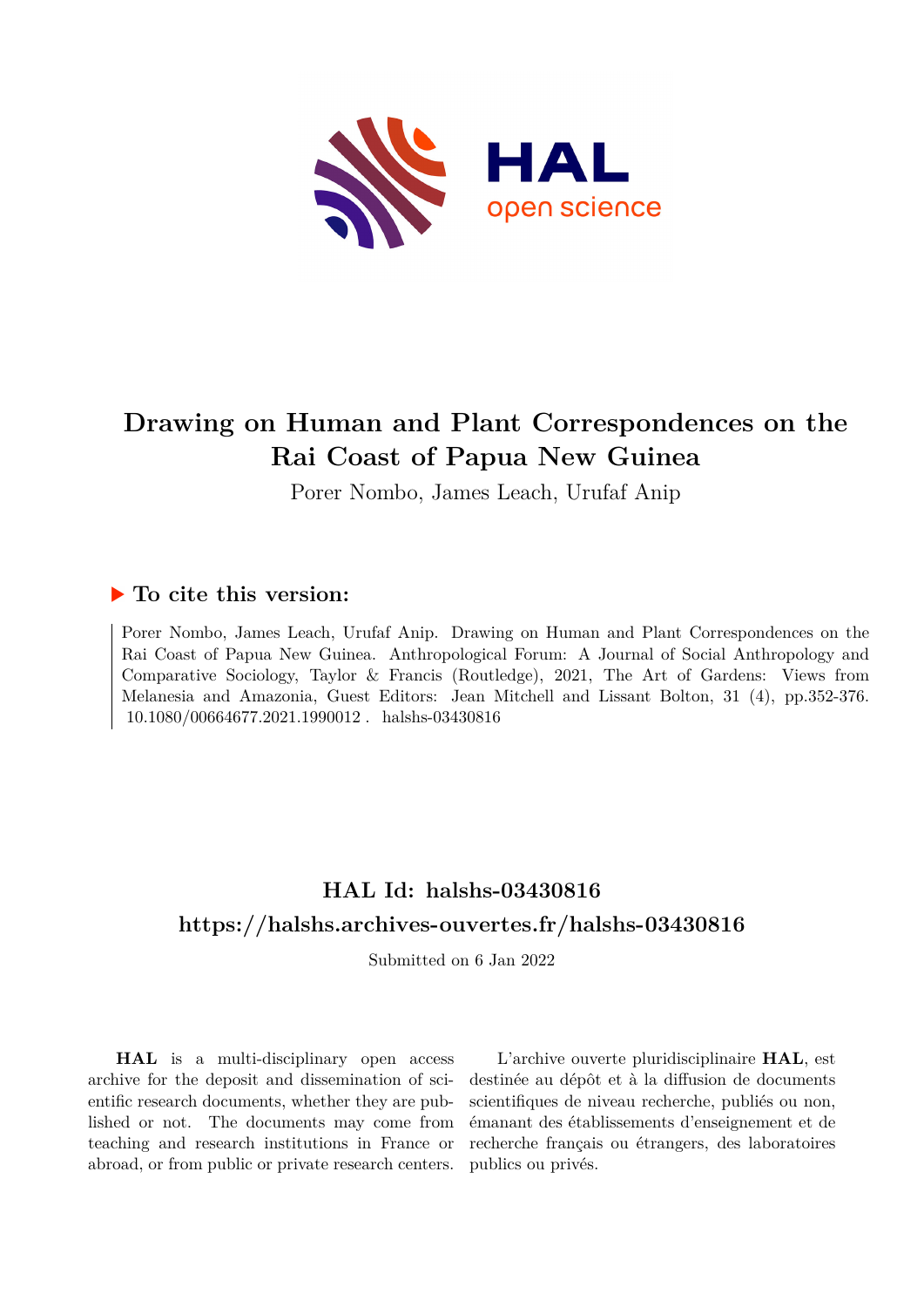# Drawing on Human and Plant Correspondences on the Rai Coast of Papua New Guinea

Porer Nombo, James Leach, Urufaf Anip

## ▶ To cite this version:

Porer Nombo, James Leach, Urufaf Anip. Drawing on Human and Plant Correspondences on the Rai Coast of Papua New Guinea. Anthropological Forum: A Journal of Social Anthropology and Comparative Sociology, Taylor & Francis (Routledge), 2021, The Art of Gardens: Views from Melanesia and Amazonia, Guest Editors: Jean Mitchell and Lissant Bolton, 31 (4), pp.352-376. 10.1080/00664677.2021.1990012 . halshs-03430816

## HAL Id: halshs-03430816

## https://halshs.archives-ouvertes.fr/halshs-03430816

Submitted on 6 Jan 2022

**HAL** is a multi-disciplinary open access archive for the deposit and dissemination of scientific research documents, whether they are published or not. The documents may come from teaching and research institutions in France or abroad, or from public or private research centers.

L'archive ouverte pluridisciplinaire **HAL**, est destinée au dépôt et à la diffusion de documents scientifiques de niveau recherche, publiés ou non, émanant des établissements d'enseignement et de recherche français ou étrangers, des laboratoires publics ou privés.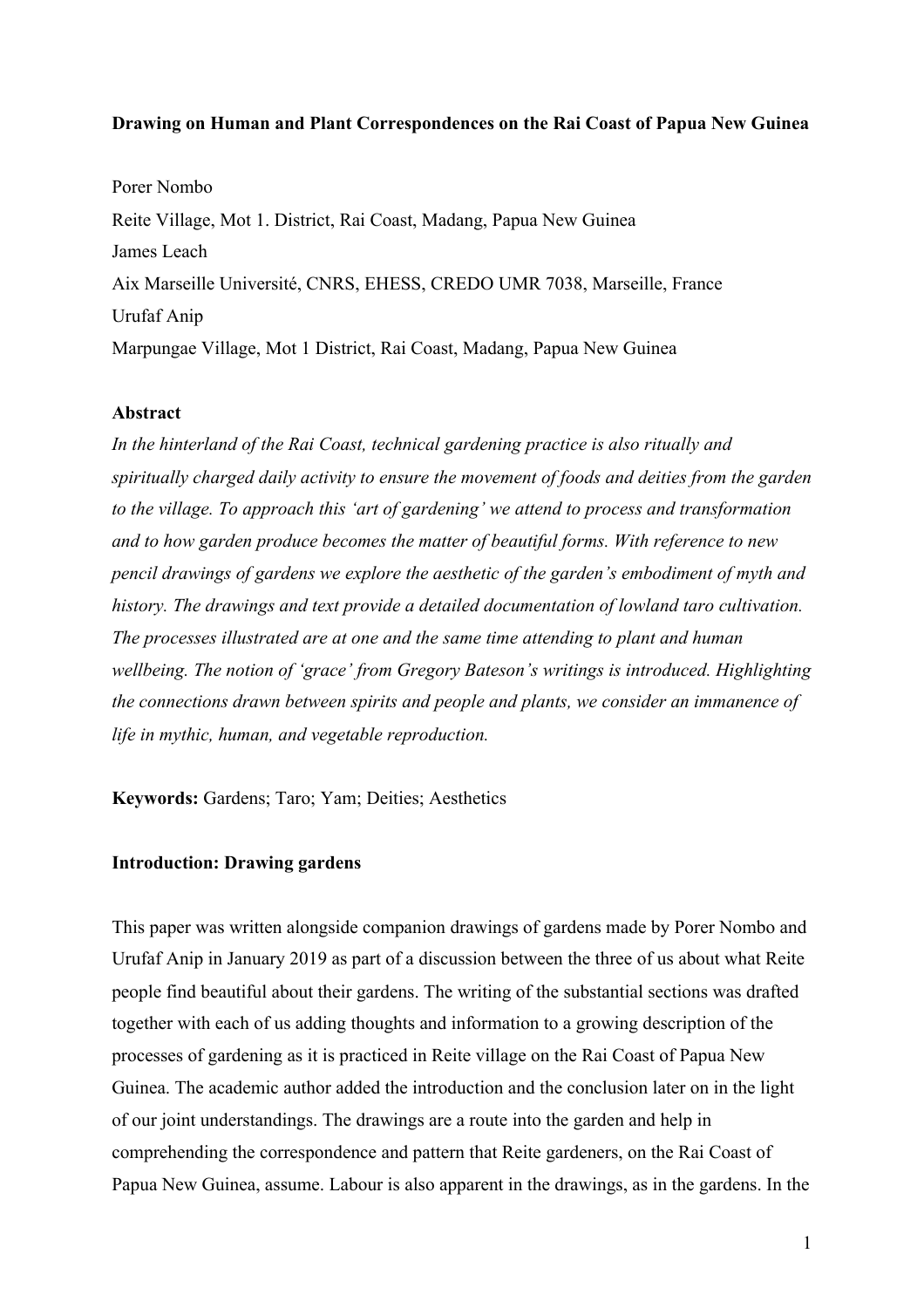**Drawing on Human and Plant Correspondences on the Rai Coast of Papua New Guinea**

Porer Nombo

Reite Village, Mot 1. District, Rai Coast, Madang, Papua New Guinea

James Leach

Aix Marseille Université, CNRS, EHESS, CREDO UMR 7038, Marseille, France

Urufaf Anip

Marpungae Village, Mot 1 District, Rai Coast, Madang, Papua New Guinea

**Abstract**

*In the hinterland of the Rai Coast, technical gardening practice is also ritually and spiritually charged daily activity to ensure the movement of foods and deities from the garden to the village. To approach this 'art of gardening' we attend to process and transformation and to how garden produce becomes the matter of beautiful forms. With reference to new pencil drawings of gardens we explore the aesthetic of the garden's embodiment of myth and history. The drawings and text provide a detailed documentation of lowland taro cultivation. The processes illustrated are at one and the same time attending to plant and human wellbeing. The notion of 'grace' from Gregory Bateson's writings is introduced. Highlighting the connections drawn between spirits and people and plants, we consider an immanence of life in mythic, human, and vegetable reproduction.*

**Keywords:** Gardens; Taro; Yam; Deities; Aesthetics

**Introduction: Drawing gardens**

This paper was written alongside companion drawings of gardens made by Porer Nombo and Urufaf Anip in January 2019 as part of a discussion between the three of us about what Reite people find beautiful about their gardens. The writing of the substantial sections was drafted together with each of us adding thoughts and information to a growing description of the processes of gardening as it is practiced in Reite village on the Rai Coast of Papua New Guinea. The academic author added the introduction and the conclusion later on in the light of our joint understandings. The drawings are a route into the garden and help in comprehending the correspondence and pattern that Reite gardeners, on the Rai Coast of Papua New Guinea, assume. Labour is also apparent in the drawings, as in the gardens. In the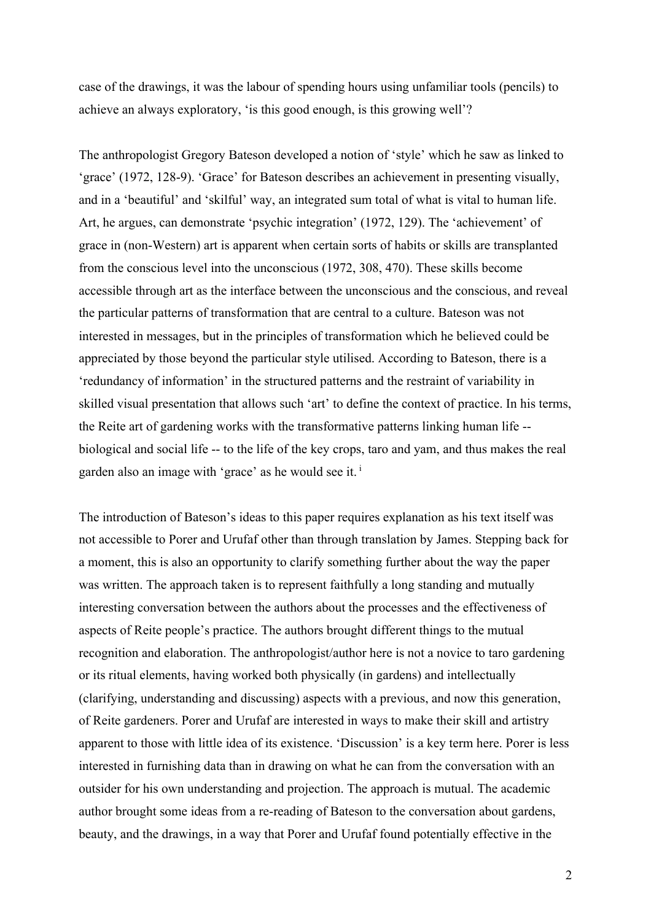case of the drawings, it was the labour of spending hours using unfamiliar tools (pencils) to achieve an always exploratory, 'is this good enough, is this growing well'?

The anthropologist Gregory Bateson developed a notion of 'style' which he saw as linked to 'grace' (1972, 128-9). 'Grace' for Bateson describes an achievement in presenting visually, and in a 'beautiful' and 'skilful' way, an integrated sum total of what is vital to human life. Art, he argues, can demonstrate 'psychic integration' (1972, 129). The 'achievement' of grace in (non-Western) art is apparent when certain sorts of habits or skills are transplanted from the conscious level into the unconscious (1972, 308, 470). These skills become accessible through art as the interface between the unconscious and the conscious, and reveal the particular patterns of transformation that are central to a culture. Bateson was not interested in messages, but in the principles of transformation which he believed could be appreciated by those beyond the particular style utilised. According to Bateson, there is a 'redundancy of information' in the structured patterns and the restraint of variability in skilled visual presentation that allows such 'art' to define the context of practice. In his terms, the Reite art of gardening works with the transformative patterns linking human life -- biological and social life -- to the life of the key crops, taro and yam, and thus makes the real garden also an image with 'grace' as he would see it.[i]

The introduction of Bateson's ideas to this paper requires explanation as his text itself was not accessible to Porer and Urufaf other than through translation by James. Stepping back for a moment, this is also an opportunity to clarify something further about the way the paper was written. The approach taken is to represent faithfully a long standing and mutually interesting conversation between the authors about the processes and the effectiveness of aspects of Reite people's practice. The authors brought different things to the mutual recognition and elaboration. The anthropologist/author here is not a novice to taro gardening or its ritual elements, having worked both physically (in gardens) and intellectually (clarifying, understanding and discussing) aspects with a previous, and now this generation, of Reite gardeners. Porer and Urufaf are interested in ways to make their skill and artistry apparent to those with little idea of its existence. 'Discussion' is a key term here. Porer is less interested in furnishing data than in drawing on what he can from the conversation with an outsider for his own understanding and projection. The approach is mutual. The academic author brought some ideas from a re-reading of Bateson to the conversation about gardens, beauty, and the drawings, in a way that Porer and Urufaf found potentially effective in the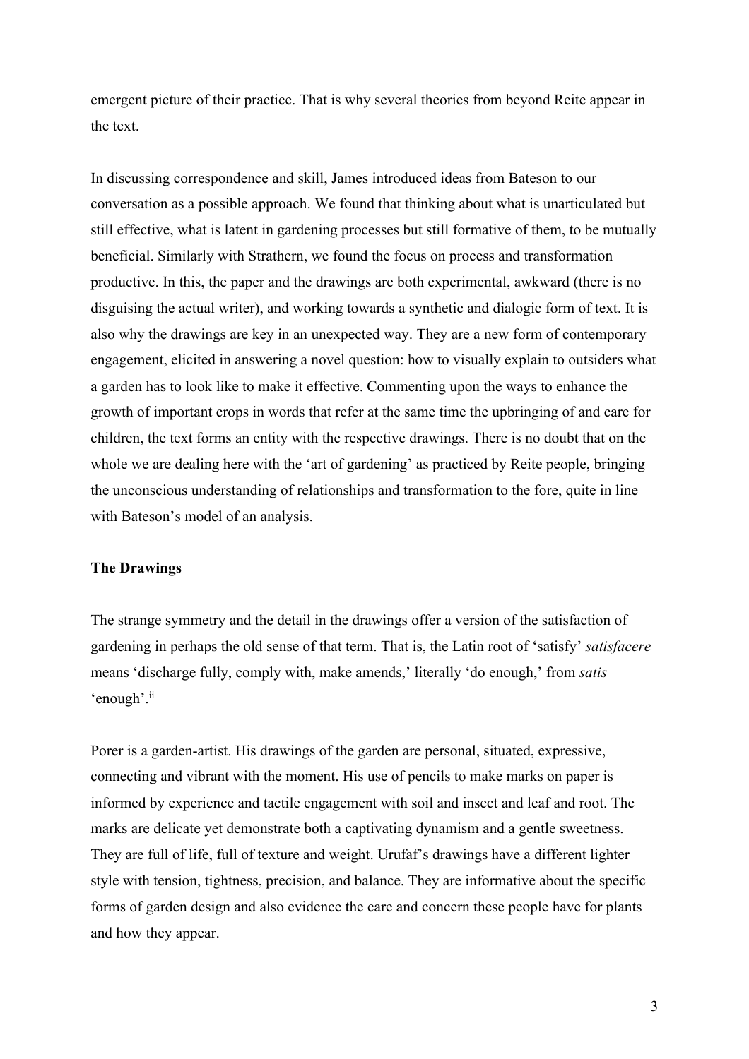emergent picture of their practice. That is why several theories from beyond Reite appear in the text.

In discussing correspondence and skill, James introduced ideas from Bateson to our conversation as a possible approach. We found that thinking about what is unarticulated but still effective, what is latent in gardening processes but still formative of them, to be mutually beneficial. Similarly with Strathern, we found the focus on process and transformation productive. In this, the paper and the drawings are both experimental, awkward (there is no disguising the actual writer), and working towards a synthetic and dialogic form of text. It is also why the drawings are key in an unexpected way. They are a new form of contemporary engagement, elicited in answering a novel question: how to visually explain to outsiders what a garden has to look like to make it effective. Commenting upon the ways to enhance the growth of important crops in words that refer at the same time the upbringing of and care for children, the text forms an entity with the respective drawings. There is no doubt that on the whole we are dealing here with the 'art of gardening' as practiced by Reite people, bringing the unconscious understanding of relationships and transformation to the fore, quite in line with Bateson's model of an analysis.

**The Drawings**

The strange symmetry and the detail in the drawings offer a version of the satisfaction of gardening in perhaps the old sense of that term. That is, the Latin root of 'satisfy' *satisfacere* means 'discharge fully, comply with, make amends,' literally 'do enough,' from *satis* 'enough'.[ii]

Porer is a garden-artist. His drawings of the garden are personal, situated, expressive, connecting and vibrant with the moment. His use of pencils to make marks on paper is informed by experience and tactile engagement with soil and insect and leaf and root. The marks are delicate yet demonstrate both a captivating dynamism and a gentle sweetness. They are full of life, full of texture and weight. Urufaf's drawings have a different lighter style with tension, tightness, precision, and balance. They are informative about the specific forms of garden design and also evidence the care and concern these people have for plants and how they appear.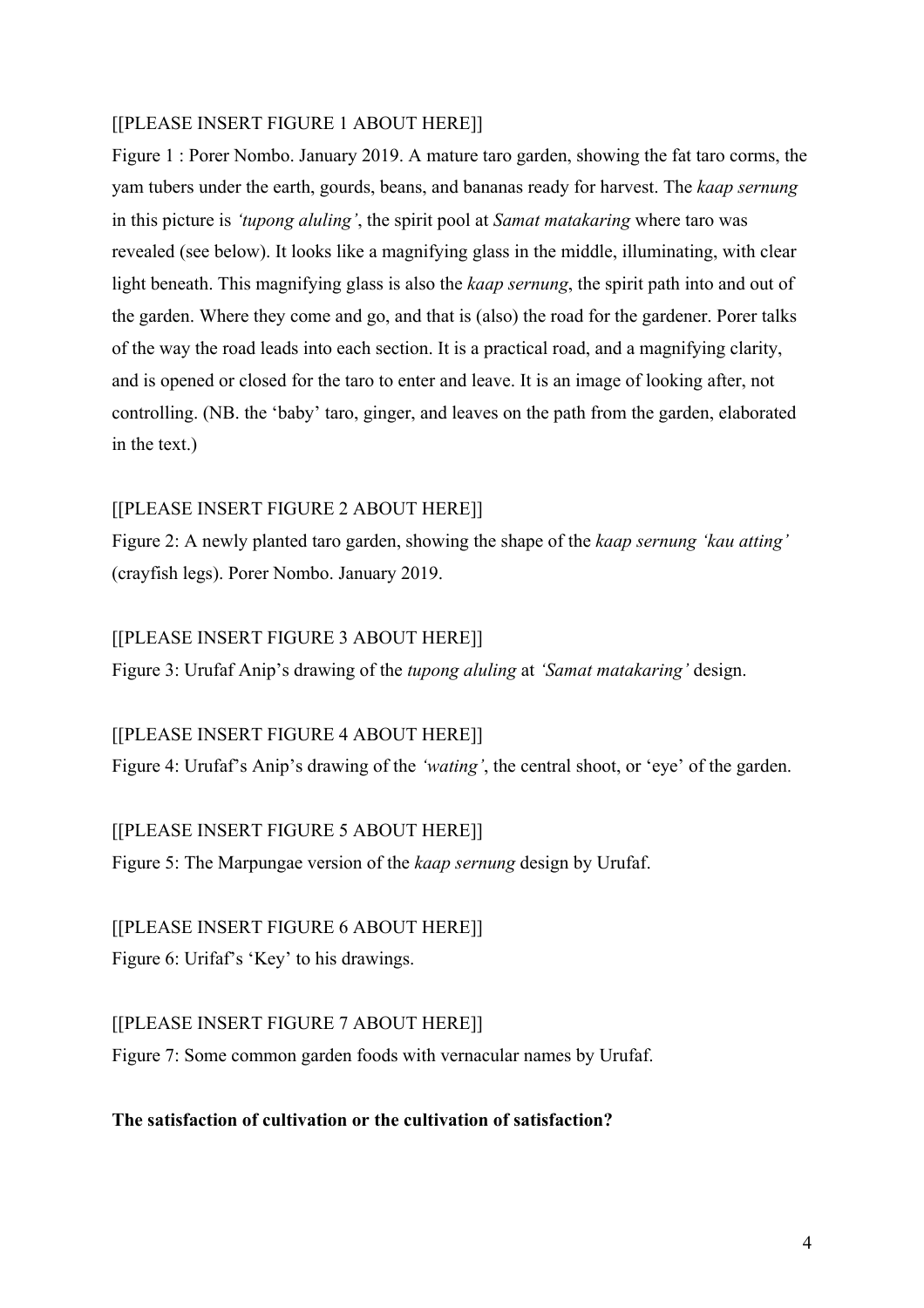[[PLEASE INSERT FIGURE 1 ABOUT HERE]]

Figure 1 : Porer Nombo. January 2019. A mature taro garden, showing the fat taro corms, the yam tubers under the earth, gourds, beans, and bananas ready for harvest. The *kaap sernung* in this picture is *'tupong aluling'*, the spirit pool at *Samat matakaring* where taro was revealed (see below). It looks like a magnifying glass in the middle, illuminating, with clear light beneath. This magnifying glass is also the *kaap sernung*, the spirit path into and out of the garden. Where they come and go, and that is (also) the road for the gardener. Porer talks of the way the road leads into each section. It is a practical road, and a magnifying clarity, and is opened or closed for the taro to enter and leave. It is an image of looking after, not controlling. (NB. the 'baby' taro, ginger, and leaves on the path from the garden, elaborated in the text.)

[[PLEASE INSERT FIGURE 2 ABOUT HERE]]

Figure 2: A newly planted taro garden, showing the shape of the *kaap sernung 'kau atting'* (crayfish legs). Porer Nombo. January 2019.

[[PLEASE INSERT FIGURE 3 ABOUT HERE]]

Figure 3: Urufaf Anip's drawing of the *tupong aluling* at *'Samat matakaring'* design.

[[PLEASE INSERT FIGURE 4 ABOUT HERE]]

Figure 4: Urufaf's Anip's drawing of the *'wating'*, the central shoot, or 'eye' of the garden.

[[PLEASE INSERT FIGURE 5 ABOUT HERE]]

Figure 5: The Marpungae version of the *kaap sernung* design by Urufaf.

[[PLEASE INSERT FIGURE 6 ABOUT HERE]]

Figure 6: Urifaf's 'Key' to his drawings.

[[PLEASE INSERT FIGURE 7 ABOUT HERE]]

Figure 7: Some common garden foods with vernacular names by Urufaf.

**The satisfaction of cultivation or the cultivation of satisfaction?**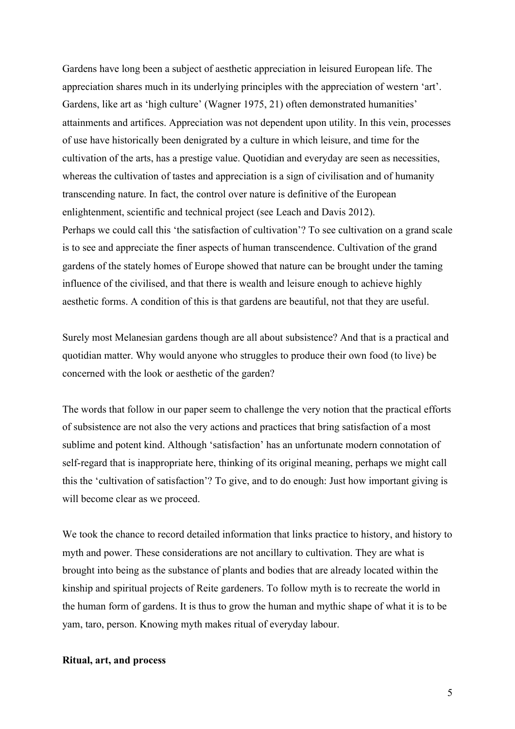Gardens have long been a subject of aesthetic appreciation in leisured European life. The appreciation shares much in its underlying principles with the appreciation of western 'art'. Gardens, like art as 'high culture' (Wagner 1975, 21) often demonstrated humanities' attainments and artifices. Appreciation was not dependent upon utility. In this vein, processes of use have historically been denigrated by a culture in which leisure, and time for the cultivation of the arts, has a prestige value. Quotidian and everyday are seen as necessities, whereas the cultivation of tastes and appreciation is a sign of civilisation and of humanity transcending nature. In fact, the control over nature is definitive of the European enlightenment, scientific and technical project (see Leach and Davis 2012).
Perhaps we could call this 'the satisfaction of cultivation'? To see cultivation on a grand scale is to see and appreciate the finer aspects of human transcendence. Cultivation of the grand gardens of the stately homes of Europe showed that nature can be brought under the taming influence of the civilised, and that there is wealth and leisure enough to achieve highly aesthetic forms. A condition of this is that gardens are beautiful, not that they are useful.

Surely most Melanesian gardens though are all about subsistence? And that is a practical and quotidian matter. Why would anyone who struggles to produce their own food (to live) be concerned with the look or aesthetic of the garden?

The words that follow in our paper seem to challenge the very notion that the practical efforts of subsistence are not also the very actions and practices that bring satisfaction of a most sublime and potent kind. Although 'satisfaction' has an unfortunate modern connotation of self-regard that is inappropriate here, thinking of its original meaning, perhaps we might call this the 'cultivation of satisfaction'? To give, and to do enough: Just how important giving is will become clear as we proceed.

We took the chance to record detailed information that links practice to history, and history to myth and power. These considerations are not ancillary to cultivation. They are what is brought into being as the substance of plants and bodies that are already located within the kinship and spiritual projects of Reite gardeners. To follow myth is to recreate the world in the human form of gardens. It is thus to grow the human and mythic shape of what it is to be yam, taro, person. Knowing myth makes ritual of everyday labour.

**Ritual, art, and process**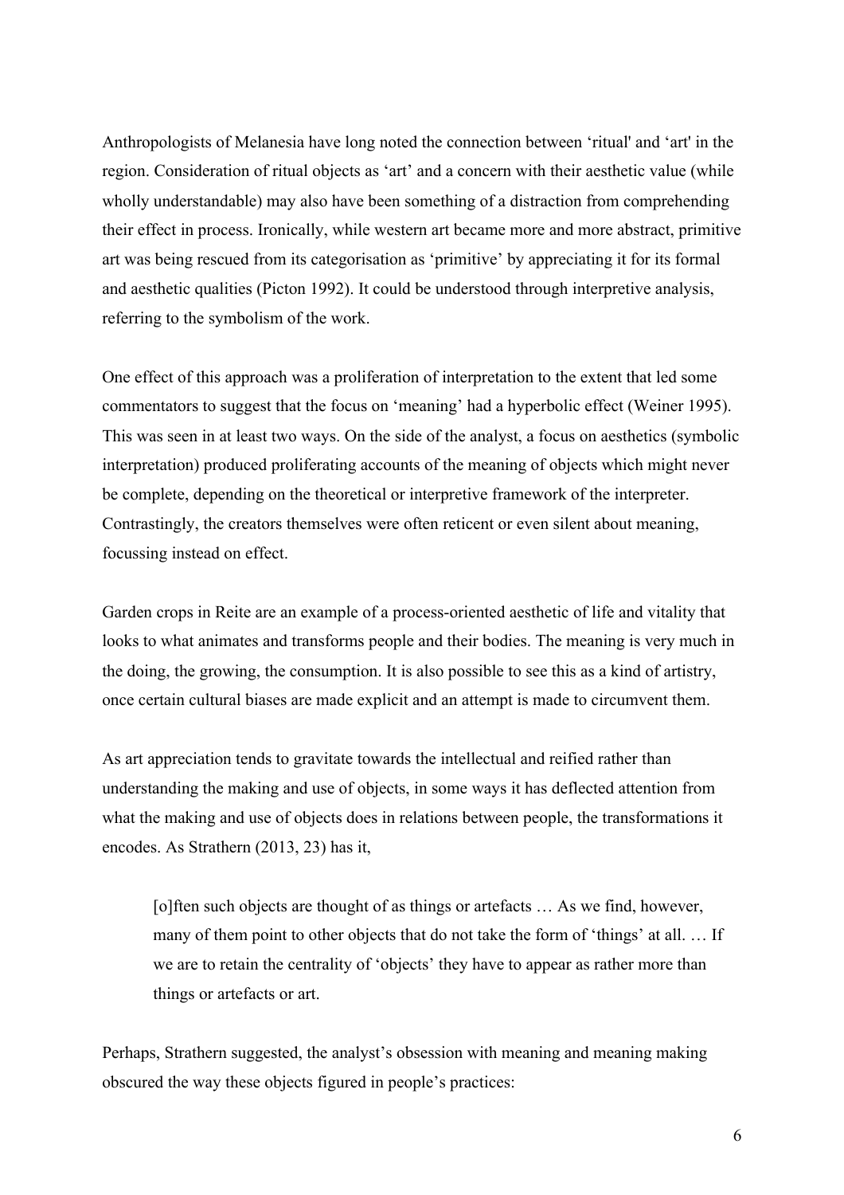Anthropologists of Melanesia have long noted the connection between 'ritual' and 'art' in the region. Consideration of ritual objects as 'art' and a concern with their aesthetic value (while wholly understandable) may also have been something of a distraction from comprehending their effect in process. Ironically, while western art became more and more abstract, primitive art was being rescued from its categorisation as 'primitive' by appreciating it for its formal and aesthetic qualities (Picton 1992). It could be understood through interpretive analysis, referring to the symbolism of the work.

One effect of this approach was a proliferation of interpretation to the extent that led some commentators to suggest that the focus on 'meaning' had a hyperbolic effect (Weiner 1995). This was seen in at least two ways. On the side of the analyst, a focus on aesthetics (symbolic interpretation) produced proliferating accounts of the meaning of objects which might never be complete, depending on the theoretical or interpretive framework of the interpreter. Contrastingly, the creators themselves were often reticent or even silent about meaning, focussing instead on effect.

Garden crops in Reite are an example of a process-oriented aesthetic of life and vitality that looks to what animates and transforms people and their bodies. The meaning is very much in the doing, the growing, the consumption. It is also possible to see this as a kind of artistry, once certain cultural biases are made explicit and an attempt is made to circumvent them.

As art appreciation tends to gravitate towards the intellectual and reified rather than understanding the making and use of objects, in some ways it has deflected attention from what the making and use of objects does in relations between people, the transformations it encodes. As Strathern (2013, 23) has it,

> [o]ften such objects are thought of as things or artefacts … As we find, however, many of them point to other objects that do not take the form of 'things' at all. … If we are to retain the centrality of 'objects' they have to appear as rather more than things or artefacts or art.

Perhaps, Strathern suggested, the analyst's obsession with meaning and meaning making obscured the way these objects figured in people's practices: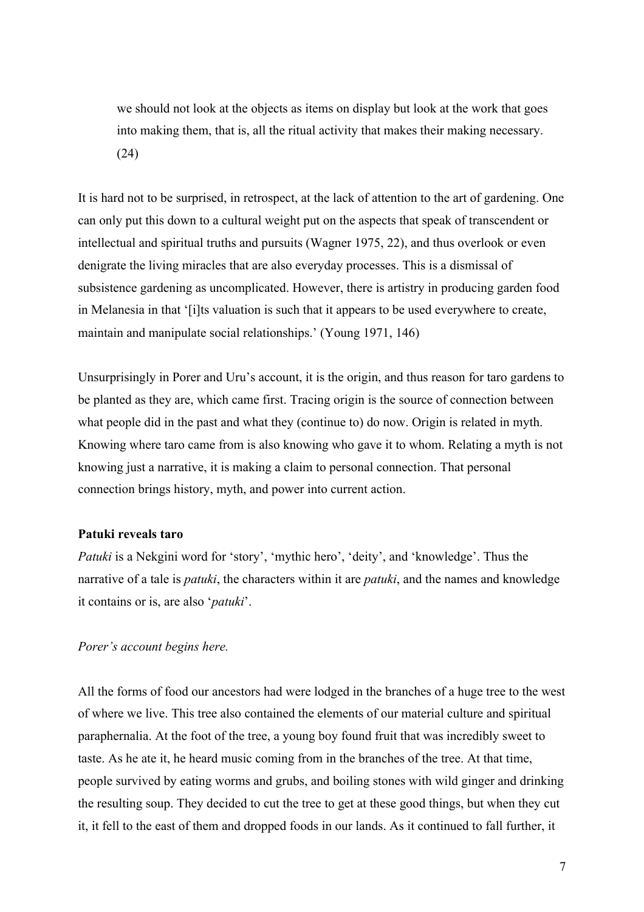> we should not look at the objects as items on display but look at the work that goes into making them, that is, all the ritual activity that makes their making necessary. (24)

It is hard not to be surprised, in retrospect, at the lack of attention to the art of gardening. One can only put this down to a cultural weight put on the aspects that speak of transcendent or intellectual and spiritual truths and pursuits (Wagner 1975, 22), and thus overlook or even denigrate the living miracles that are also everyday processes. This is a dismissal of subsistence gardening as uncomplicated. However, there is artistry in producing garden food in Melanesia in that '[i]ts valuation is such that it appears to be used everywhere to create, maintain and manipulate social relationships.' (Young 1971, 146)

Unsurprisingly in Porer and Uru's account, it is the origin, and thus reason for taro gardens to be planted as they are, which came first. Tracing origin is the source of connection between what people did in the past and what they (continue to) do now. Origin is related in myth. Knowing where taro came from is also knowing who gave it to whom. Relating a myth is not knowing just a narrative, it is making a claim to personal connection. That personal connection brings history, myth, and power into current action.

**Patuki reveals taro**

*Patuki* is a Nekgini word for 'story', 'mythic hero', 'deity', and 'knowledge'. Thus the narrative of a tale is *patuki*, the characters within it are *patuki*, and the names and knowledge it contains or is, are also '*patuki*'.

*Porer's account begins here.*

All the forms of food our ancestors had were lodged in the branches of a huge tree to the west of where we live. This tree also contained the elements of our material culture and spiritual paraphernalia. At the foot of the tree, a young boy found fruit that was incredibly sweet to taste. As he ate it, he heard music coming from in the branches of the tree. At that time, people survived by eating worms and grubs, and boiling stones with wild ginger and drinking the resulting soup. They decided to cut the tree to get at these good things, but when they cut it, it fell to the east of them and dropped foods in our lands. As it continued to fall further, it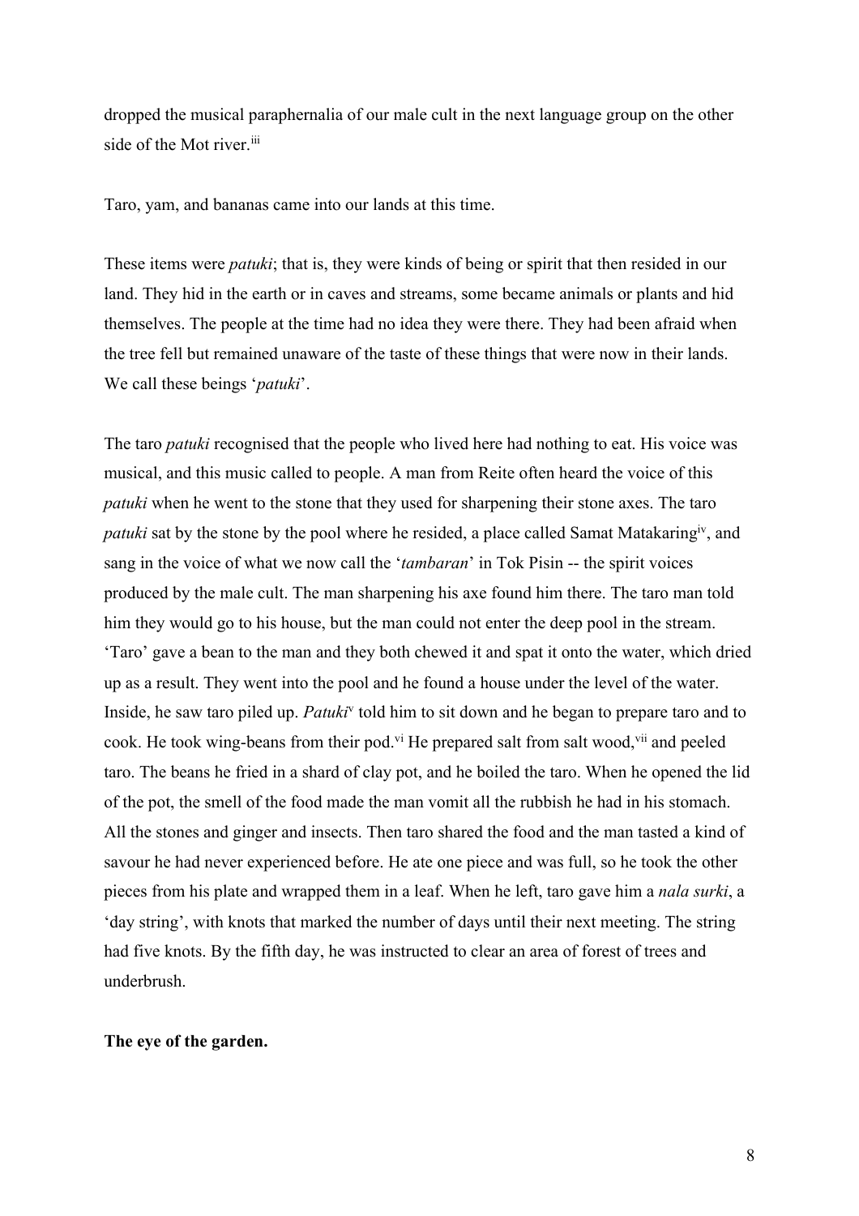dropped the musical paraphernalia of our male cult in the next language group on the other side of the Mot river.[iii]

Taro, yam, and bananas came into our lands at this time.

These items were *patuki*; that is, they were kinds of being or spirit that then resided in our land. They hid in the earth or in caves and streams, some became animals or plants and hid themselves. The people at the time had no idea they were there. They had been afraid when the tree fell but remained unaware of the taste of these things that were now in their lands. We call these beings '*patuki*'.

The taro *patuki* recognised that the people who lived here had nothing to eat. His voice was musical, and this music called to people. A man from Reite often heard the voice of this *patuki* when he went to the stone that they used for sharpening their stone axes. The taro *patuki* sat by the stone by the pool where he resided, a place called Samat Matakaring[iv], and sang in the voice of what we now call the '*tambaran*' in Tok Pisin -- the spirit voices produced by the male cult. The man sharpening his axe found him there. The taro man told him they would go to his house, but the man could not enter the deep pool in the stream. 'Taro' gave a bean to the man and they both chewed it and spat it onto the water, which dried up as a result. They went into the pool and he found a house under the level of the water. Inside, he saw taro piled up. *Patuki*[v] told him to sit down and he began to prepare taro and to cook. He took wing-beans from their pod.[vi] He prepared salt from salt wood,[vii] and peeled taro. The beans he fried in a shard of clay pot, and he boiled the taro. When he opened the lid of the pot, the smell of the food made the man vomit all the rubbish he had in his stomach. All the stones and ginger and insects. Then taro shared the food and the man tasted a kind of savour he had never experienced before. He ate one piece and was full, so he took the other pieces from his plate and wrapped them in a leaf. When he left, taro gave him a *nala surki*, a 'day string', with knots that marked the number of days until their next meeting. The string had five knots. By the fifth day, he was instructed to clear an area of forest of trees and underbrush.

**The eye of the garden.**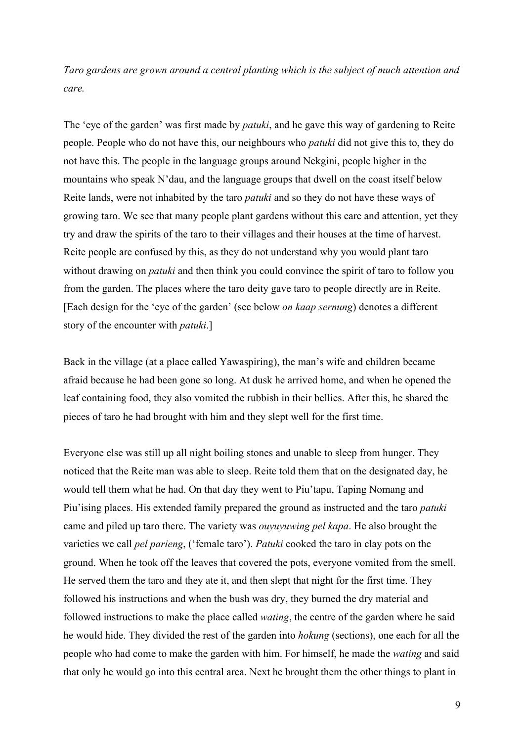*Taro gardens are grown around a central planting which is the subject of much attention and care.*

The 'eye of the garden' was first made by *patuki*, and he gave this way of gardening to Reite people. People who do not have this, our neighbours who *patuki* did not give this to, they do not have this. The people in the language groups around Nekgini, people higher in the mountains who speak N'dau, and the language groups that dwell on the coast itself below Reite lands, were not inhabited by the taro *patuki* and so they do not have these ways of growing taro. We see that many people plant gardens without this care and attention, yet they try and draw the spirits of the taro to their villages and their houses at the time of harvest. Reite people are confused by this, as they do not understand why you would plant taro without drawing on *patuki* and then think you could convince the spirit of taro to follow you from the garden. The places where the taro deity gave taro to people directly are in Reite. [Each design for the 'eye of the garden' (see below *on kaap sernung*) denotes a different story of the encounter with *patuki*.]

Back in the village (at a place called Yawaspiring), the man's wife and children became afraid because he had been gone so long. At dusk he arrived home, and when he opened the leaf containing food, they also vomited the rubbish in their bellies. After this, he shared the pieces of taro he had brought with him and they slept well for the first time.

Everyone else was still up all night boiling stones and unable to sleep from hunger. They noticed that the Reite man was able to sleep. Reite told them that on the designated day, he would tell them what he had. On that day they went to Piu'tapu, Taping Nomang and Piu'ising places. His extended family prepared the ground as instructed and the taro *patuki* came and piled up taro there. The variety was *ouyuyuwing pel kapa*. He also brought the varieties we call *pel parieng*, ('female taro'). *Patuki* cooked the taro in clay pots on the ground. When he took off the leaves that covered the pots, everyone vomited from the smell. He served them the taro and they ate it, and then slept that night for the first time. They followed his instructions and when the bush was dry, they burned the dry material and followed instructions to make the place called *wating*, the centre of the garden where he said he would hide. They divided the rest of the garden into *hokung* (sections), one each for all the people who had come to make the garden with him. For himself, he made the *wating* and said that only he would go into this central area. Next he brought them the other things to plant in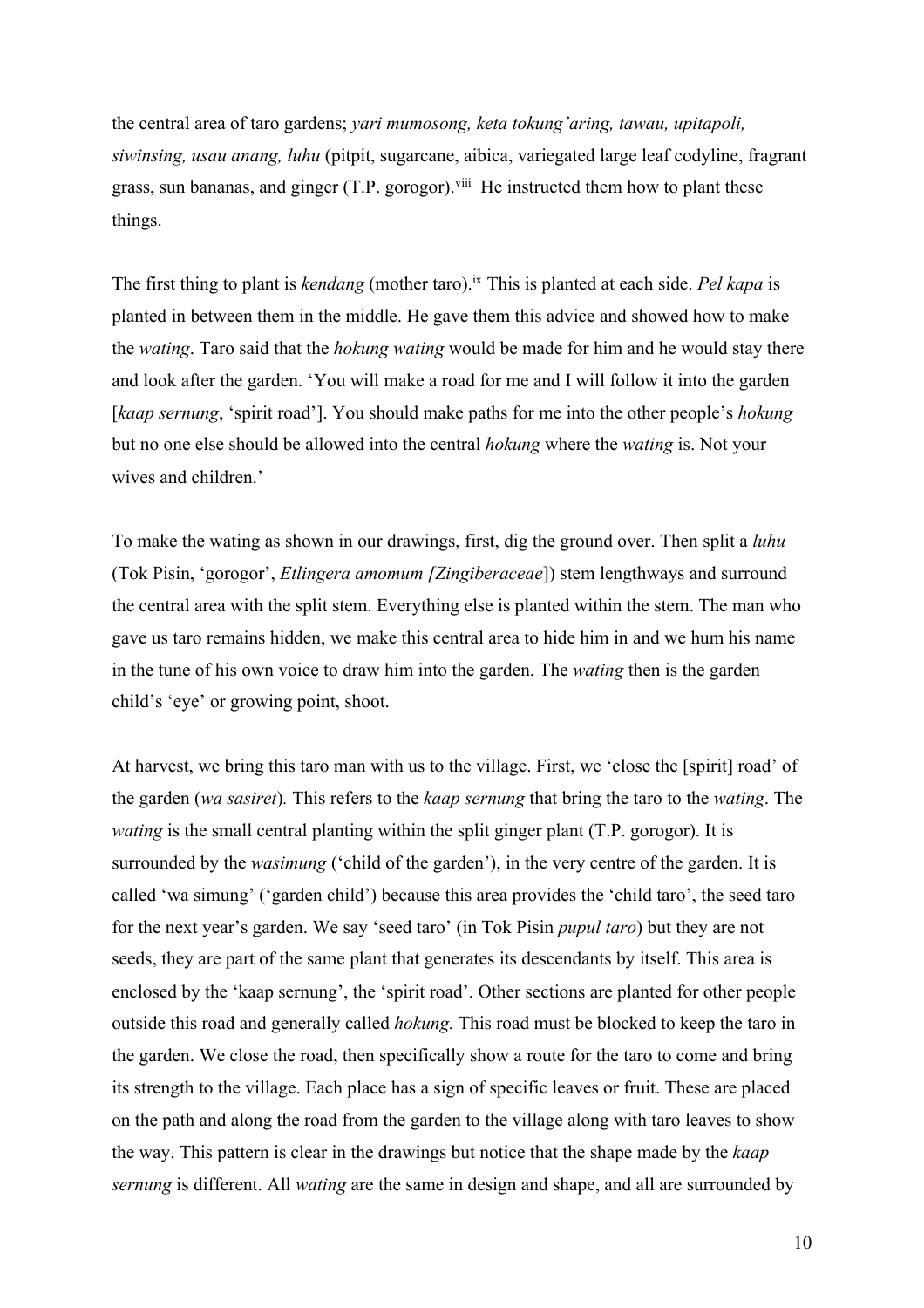the central area of taro gardens; *yari mumosong, keta tokung'aring, tawau, upitapoli, siwinsing, usau anang, luhu* (pitpit, sugarcane, aibica, variegated large leaf codyline, fragrant grass, sun bananas, and ginger (T.P. gorogor).[viii] He instructed them how to plant these things.

The first thing to plant is *kendang* (mother taro).[ix] This is planted at each side. *Pel kapa* is planted in between them in the middle. He gave them this advice and showed how to make the *wating*. Taro said that the *hokung wating* would be made for him and he would stay there and look after the garden. 'You will make a road for me and I will follow it into the garden [*kaap sernung*, 'spirit road']. You should make paths for me into the other people's *hokung* but no one else should be allowed into the central *hokung* where the *wating* is. Not your wives and children.'

To make the wating as shown in our drawings, first, dig the ground over. Then split a *luhu* (Tok Pisin, 'gorogor', *Etlingera amomum [Zingiberaceae*]) stem lengthways and surround the central area with the split stem. Everything else is planted within the stem. The man who gave us taro remains hidden, we make this central area to hide him in and we hum his name in the tune of his own voice to draw him into the garden. The *wating* then is the garden child's 'eye' or growing point, shoot.

At harvest, we bring this taro man with us to the village. First, we 'close the [spirit] road' of the garden (*wa sasiret*)*.* This refers to the *kaap sernung* that bring the taro to the *wating*. The *wating* is the small central planting within the split ginger plant (T.P. gorogor). It is surrounded by the *wasimung* ('child of the garden'), in the very centre of the garden. It is called 'wa simung' ('garden child') because this area provides the 'child taro', the seed taro for the next year's garden. We say 'seed taro' (in Tok Pisin *pupul taro*) but they are not seeds, they are part of the same plant that generates its descendants by itself. This area is enclosed by the 'kaap sernung', the 'spirit road'. Other sections are planted for other people outside this road and generally called *hokung.* This road must be blocked to keep the taro in the garden. We close the road, then specifically show a route for the taro to come and bring its strength to the village. Each place has a sign of specific leaves or fruit. These are placed on the path and along the road from the garden to the village along with taro leaves to show the way. This pattern is clear in the drawings but notice that the shape made by the *kaap sernung* is different. All *wating* are the same in design and shape, and all are surrounded by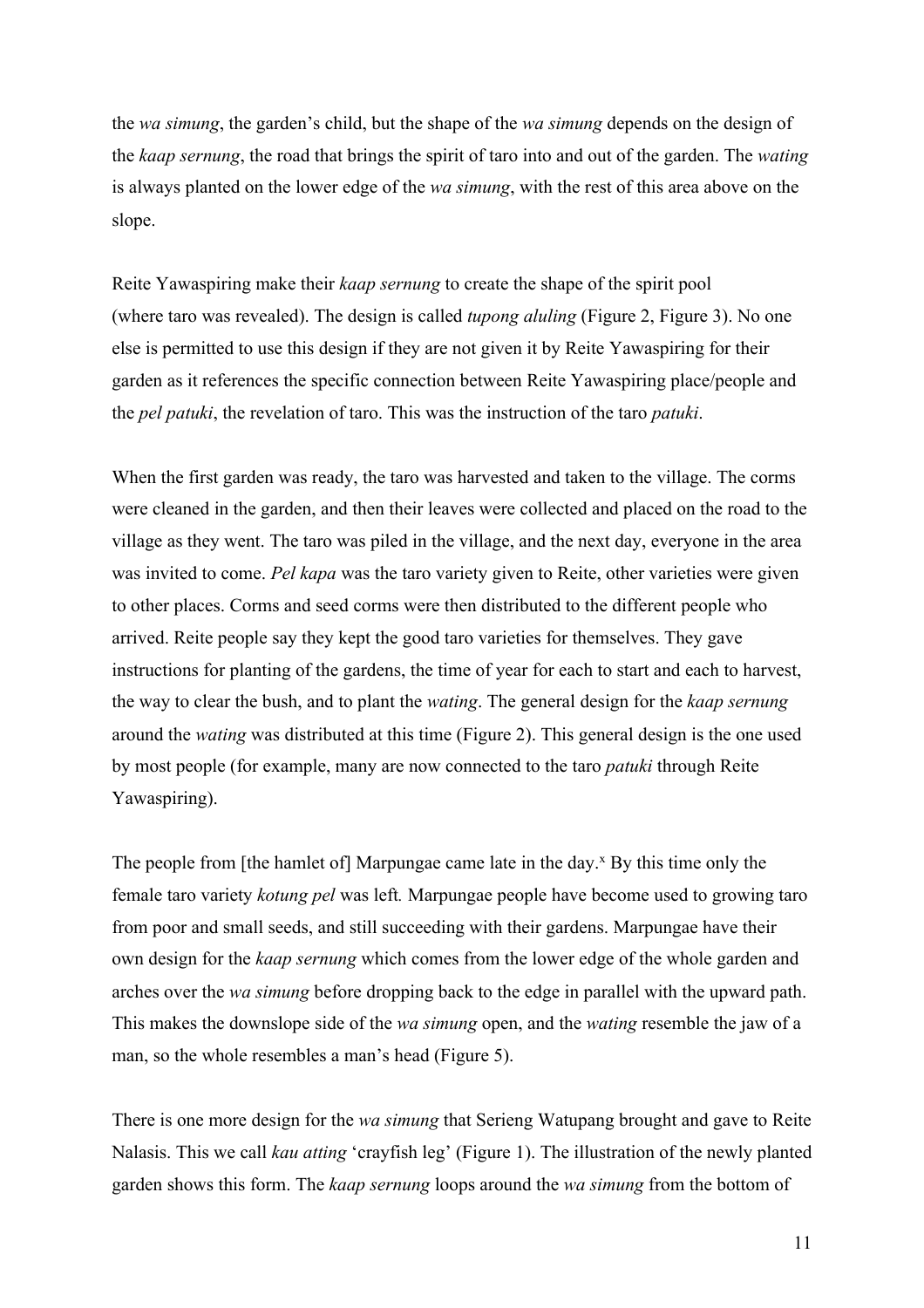the *wa simung*, the garden's child, but the shape of the *wa simung* depends on the design of the *kaap sernung*, the road that brings the spirit of taro into and out of the garden. The *wating* is always planted on the lower edge of the *wa simung*, with the rest of this area above on the slope.

Reite Yawaspiring make their *kaap sernung* to create the shape of the spirit pool (where taro was revealed). The design is called *tupong aluling* (Figure 2, Figure 3). No one else is permitted to use this design if they are not given it by Reite Yawaspiring for their garden as it references the specific connection between Reite Yawaspiring place/people and the *pel patuki*, the revelation of taro. This was the instruction of the taro *patuki*.

When the first garden was ready, the taro was harvested and taken to the village. The corms were cleaned in the garden, and then their leaves were collected and placed on the road to the village as they went. The taro was piled in the village, and the next day, everyone in the area was invited to come. *Pel kapa* was the taro variety given to Reite, other varieties were given to other places. Corms and seed corms were then distributed to the different people who arrived. Reite people say they kept the good taro varieties for themselves. They gave instructions for planting of the gardens, the time of year for each to start and each to harvest, the way to clear the bush, and to plant the *wating*. The general design for the *kaap sernung* around the *wating* was distributed at this time (Figure 2). This general design is the one used by most people (for example, many are now connected to the taro *patuki* through Reite Yawaspiring).

The people from [the hamlet of] Marpungae came late in the day.[x] By this time only the female taro variety *kotung pel* was left. Marpungae people have become used to growing taro from poor and small seeds, and still succeeding with their gardens. Marpungae have their own design for the *kaap sernung* which comes from the lower edge of the whole garden and arches over the *wa simung* before dropping back to the edge in parallel with the upward path. This makes the downslope side of the *wa simung* open, and the *wating* resemble the jaw of a man, so the whole resembles a man's head (Figure 5).

There is one more design for the *wa simung* that Serieng Watupang brought and gave to Reite Nalasis. This we call *kau atting* 'crayfish leg' (Figure 1). The illustration of the newly planted garden shows this form. The *kaap sernung* loops around the *wa simung* from the bottom of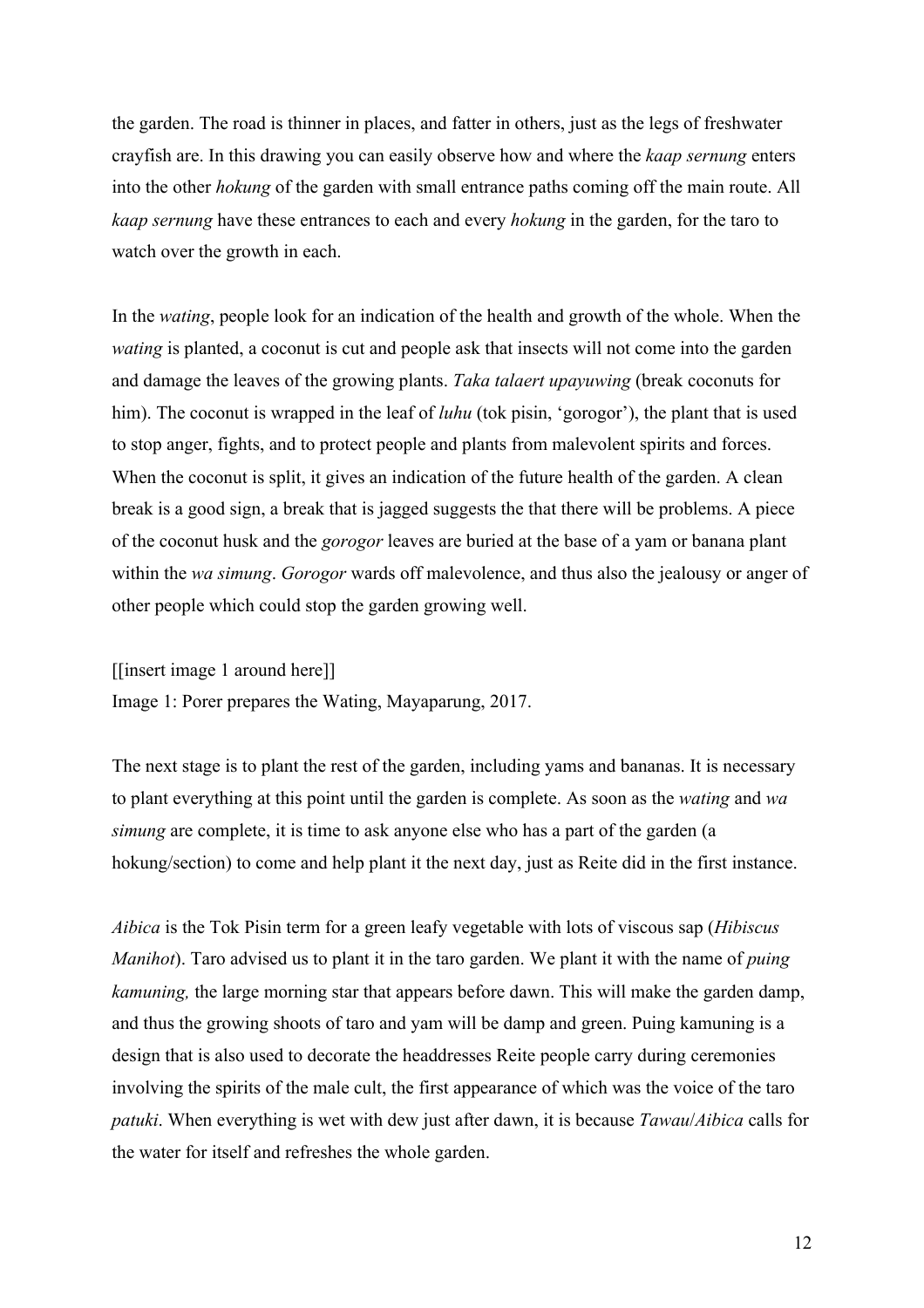the garden. The road is thinner in places, and fatter in others, just as the legs of freshwater crayfish are. In this drawing you can easily observe how and where the *kaap sernung* enters into the other *hokung* of the garden with small entrance paths coming off the main route. All *kaap sernung* have these entrances to each and every *hokung* in the garden, for the taro to watch over the growth in each.

In the *wating*, people look for an indication of the health and growth of the whole. When the *wating* is planted, a coconut is cut and people ask that insects will not come into the garden and damage the leaves of the growing plants. *Taka talaert upayuwing* (break coconuts for him). The coconut is wrapped in the leaf of *luhu* (tok pisin, 'gorogor'), the plant that is used to stop anger, fights, and to protect people and plants from malevolent spirits and forces. When the coconut is split, it gives an indication of the future health of the garden. A clean break is a good sign, a break that is jagged suggests the that there will be problems. A piece of the coconut husk and the *gorogor* leaves are buried at the base of a yam or banana plant within the *wa simung*. *Gorogor* wards off malevolence, and thus also the jealousy or anger of other people which could stop the garden growing well.

[[insert image 1 around here]]
Image 1: Porer prepares the Wating, Mayaparung, 2017.

The next stage is to plant the rest of the garden, including yams and bananas. It is necessary to plant everything at this point until the garden is complete. As soon as the *wating* and *wa simung* are complete, it is time to ask anyone else who has a part of the garden (a hokung/section) to come and help plant it the next day, just as Reite did in the first instance.

*Aibica* is the Tok Pisin term for a green leafy vegetable with lots of viscous sap (*Hibiscus Manihot*). Taro advised us to plant it in the taro garden. We plant it with the name of *puing kamuning,* the large morning star that appears before dawn. This will make the garden damp, and thus the growing shoots of taro and yam will be damp and green. Puing kamuning is a design that is also used to decorate the headdresses Reite people carry during ceremonies involving the spirits of the male cult, the first appearance of which was the voice of the taro *patuki*. When everything is wet with dew just after dawn, it is because *Tawau*/*Aibica* calls for the water for itself and refreshes the whole garden.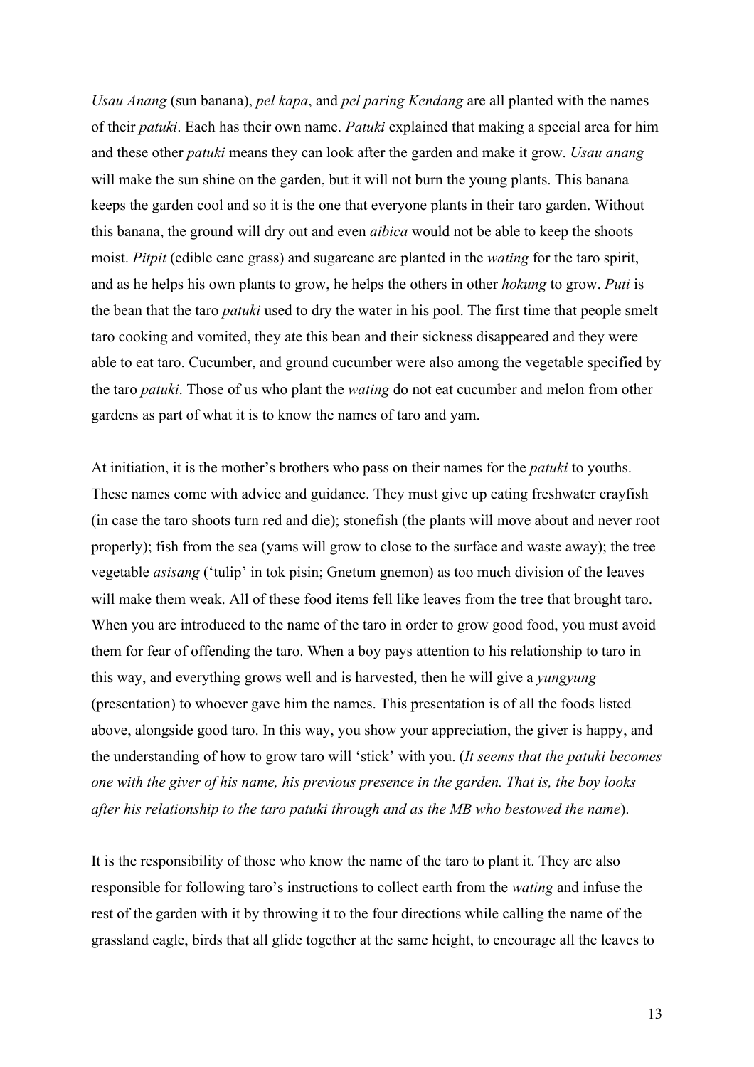*Usau Anang* (sun banana), *pel kapa*, and *pel paring Kendang* are all planted with the names of their *patuki*. Each has their own name. *Patuki* explained that making a special area for him and these other *patuki* means they can look after the garden and make it grow. *Usau anang* will make the sun shine on the garden, but it will not burn the young plants. This banana keeps the garden cool and so it is the one that everyone plants in their taro garden. Without this banana, the ground will dry out and even *aibica* would not be able to keep the shoots moist. *Pitpit* (edible cane grass) and sugarcane are planted in the *wating* for the taro spirit, and as he helps his own plants to grow, he helps the others in other *hokung* to grow. *Puti* is the bean that the taro *patuki* used to dry the water in his pool. The first time that people smelt taro cooking and vomited, they ate this bean and their sickness disappeared and they were able to eat taro. Cucumber, and ground cucumber were also among the vegetable specified by the taro *patuki*. Those of us who plant the *wating* do not eat cucumber and melon from other gardens as part of what it is to know the names of taro and yam.

At initiation, it is the mother's brothers who pass on their names for the *patuki* to youths. These names come with advice and guidance. They must give up eating freshwater crayfish (in case the taro shoots turn red and die); stonefish (the plants will move about and never root properly); fish from the sea (yams will grow to close to the surface and waste away); the tree vegetable *asisang* ('tulip' in tok pisin; Gnetum gnemon) as too much division of the leaves will make them weak. All of these food items fell like leaves from the tree that brought taro. When you are introduced to the name of the taro in order to grow good food, you must avoid them for fear of offending the taro. When a boy pays attention to his relationship to taro in this way, and everything grows well and is harvested, then he will give a *yungyung* (presentation) to whoever gave him the names. This presentation is of all the foods listed above, alongside good taro. In this way, you show your appreciation, the giver is happy, and the understanding of how to grow taro will 'stick' with you. (*It seems that the patuki becomes one with the giver of his name, his previous presence in the garden. That is, the boy looks after his relationship to the taro patuki through and as the MB who bestowed the name*).

It is the responsibility of those who know the name of the taro to plant it. They are also responsible for following taro's instructions to collect earth from the *wating* and infuse the rest of the garden with it by throwing it to the four directions while calling the name of the grassland eagle, birds that all glide together at the same height, to encourage all the leaves to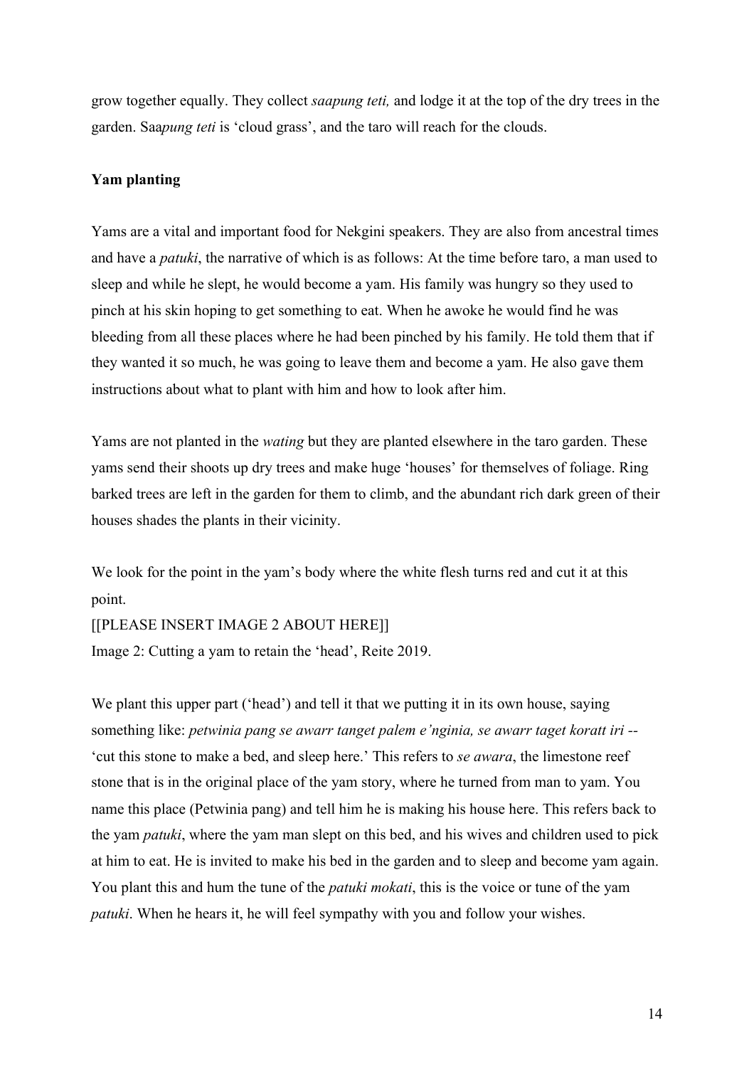grow together equally. They collect *saapung teti,* and lodge it at the top of the dry trees in the garden. Saa*pung teti* is 'cloud grass', and the taro will reach for the clouds.

**Yam planting**

Yams are a vital and important food for Nekgini speakers. They are also from ancestral times and have a *patuki*, the narrative of which is as follows: At the time before taro, a man used to sleep and while he slept, he would become a yam. His family was hungry so they used to pinch at his skin hoping to get something to eat. When he awoke he would find he was bleeding from all these places where he had been pinched by his family. He told them that if they wanted it so much, he was going to leave them and become a yam. He also gave them instructions about what to plant with him and how to look after him.

Yams are not planted in the *wating* but they are planted elsewhere in the taro garden. These yams send their shoots up dry trees and make huge 'houses' for themselves of foliage. Ring barked trees are left in the garden for them to climb, and the abundant rich dark green of their houses shades the plants in their vicinity.

We look for the point in the yam's body where the white flesh turns red and cut it at this point.
[[PLEASE INSERT IMAGE 2 ABOUT HERE]]
Image 2: Cutting a yam to retain the 'head', Reite 2019.

We plant this upper part ('head') and tell it that we putting it in its own house, saying something like: *petwinia pang se awarr tanget palem e'nginia, se awarr taget koratt iri* -- 'cut this stone to make a bed, and sleep here.' This refers to *se awara*, the limestone reef stone that is in the original place of the yam story, where he turned from man to yam. You name this place (Petwinia pang) and tell him he is making his house here. This refers back to the yam *patuki*, where the yam man slept on this bed, and his wives and children used to pick at him to eat. He is invited to make his bed in the garden and to sleep and become yam again. You plant this and hum the tune of the *patuki mokati*, this is the voice or tune of the yam *patuki*. When he hears it, he will feel sympathy with you and follow your wishes.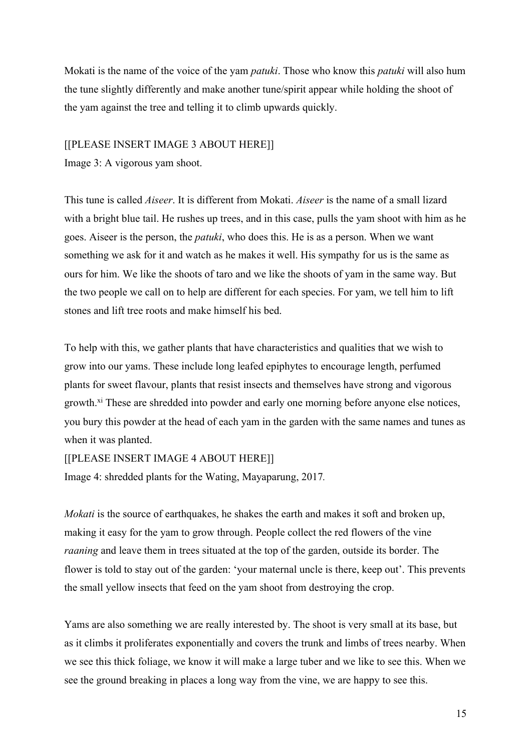Mokati is the name of the voice of the yam *patuki*. Those who know this *patuki* will also hum the tune slightly differently and make another tune/spirit appear while holding the shoot of the yam against the tree and telling it to climb upwards quickly.

[[PLEASE INSERT IMAGE 3 ABOUT HERE]]

Image 3: A vigorous yam shoot.

This tune is called *Aiseer*. It is different from Mokati. *Aiseer* is the name of a small lizard with a bright blue tail. He rushes up trees, and in this case, pulls the yam shoot with him as he goes. Aiseer is the person, the *patuki*, who does this. He is as a person. When we want something we ask for it and watch as he makes it well. His sympathy for us is the same as ours for him. We like the shoots of taro and we like the shoots of yam in the same way. But the two people we call on to help are different for each species. For yam, we tell him to lift stones and lift tree roots and make himself his bed.

To help with this, we gather plants that have characteristics and qualities that we wish to grow into our yams. These include long leafed epiphytes to encourage length, perfumed plants for sweet flavour, plants that resist insects and themselves have strong and vigorous growth.[xi] These are shredded into powder and early one morning before anyone else notices, you bury this powder at the head of each yam in the garden with the same names and tunes as when it was planted.

[[PLEASE INSERT IMAGE 4 ABOUT HERE]]

Image 4: shredded plants for the Wating, Mayaparung, 2017.

*Mokati* is the source of earthquakes, he shakes the earth and makes it soft and broken up, making it easy for the yam to grow through. People collect the red flowers of the vine *raaning* and leave them in trees situated at the top of the garden, outside its border. The flower is told to stay out of the garden: 'your maternal uncle is there, keep out'. This prevents the small yellow insects that feed on the yam shoot from destroying the crop.

Yams are also something we are really interested by. The shoot is very small at its base, but as it climbs it proliferates exponentially and covers the trunk and limbs of trees nearby. When we see this thick foliage, we know it will make a large tuber and we like to see this. When we see the ground breaking in places a long way from the vine, we are happy to see this.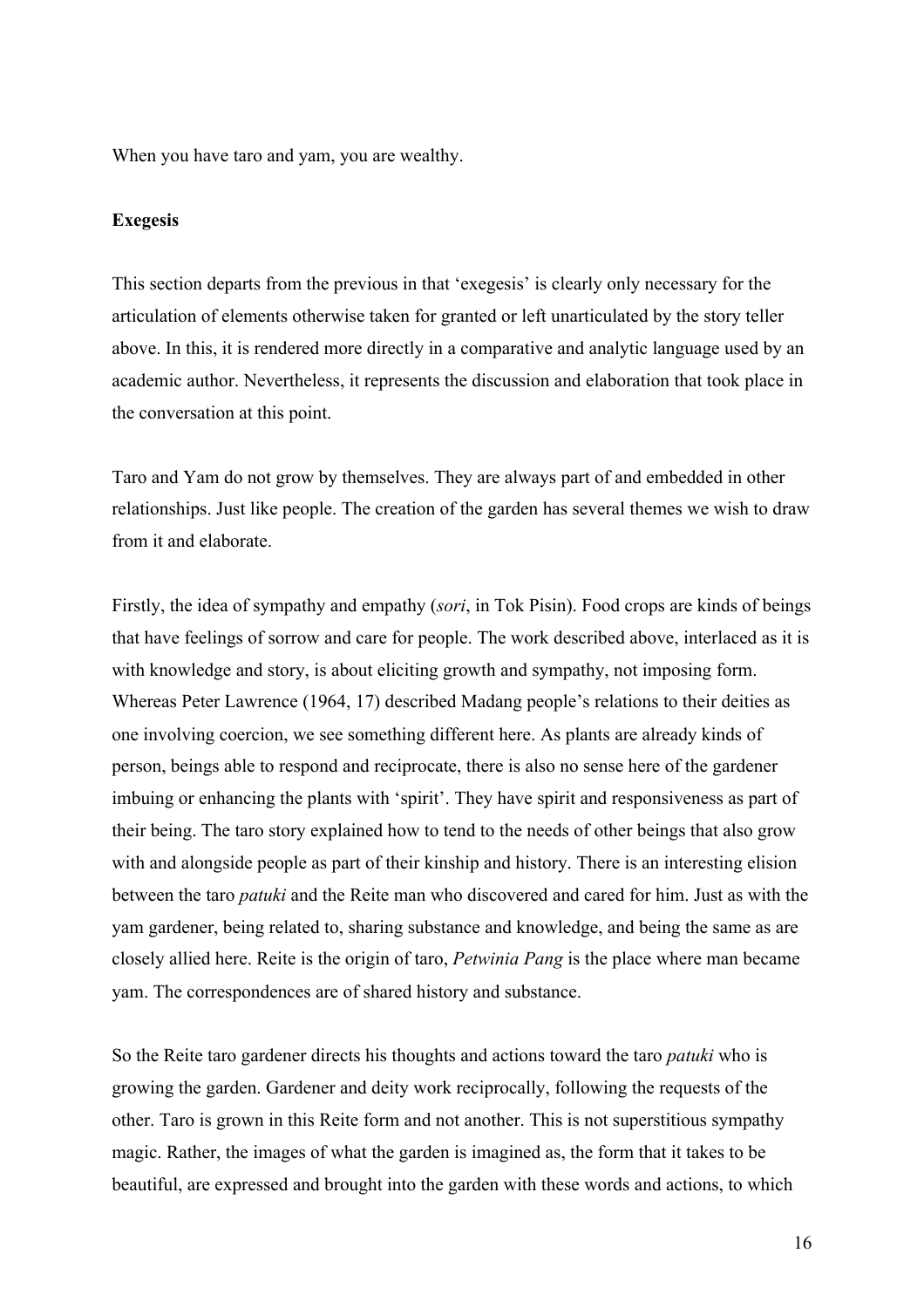When you have taro and yam, you are wealthy.

**Exegesis**

This section departs from the previous in that 'exegesis' is clearly only necessary for the articulation of elements otherwise taken for granted or left unarticulated by the story teller above. In this, it is rendered more directly in a comparative and analytic language used by an academic author. Nevertheless, it represents the discussion and elaboration that took place in the conversation at this point.

Taro and Yam do not grow by themselves. They are always part of and embedded in other relationships. Just like people. The creation of the garden has several themes we wish to draw from it and elaborate.

Firstly, the idea of sympathy and empathy (*sori*, in Tok Pisin). Food crops are kinds of beings that have feelings of sorrow and care for people. The work described above, interlaced as it is with knowledge and story, is about eliciting growth and sympathy, not imposing form. Whereas Peter Lawrence (1964, 17) described Madang people's relations to their deities as one involving coercion, we see something different here. As plants are already kinds of person, beings able to respond and reciprocate, there is also no sense here of the gardener imbuing or enhancing the plants with 'spirit'. They have spirit and responsiveness as part of their being. The taro story explained how to tend to the needs of other beings that also grow with and alongside people as part of their kinship and history. There is an interesting elision between the taro *patuki* and the Reite man who discovered and cared for him. Just as with the yam gardener, being related to, sharing substance and knowledge, and being the same as are closely allied here. Reite is the origin of taro, *Petwinia Pang* is the place where man became yam. The correspondences are of shared history and substance.

So the Reite taro gardener directs his thoughts and actions toward the taro *patuki* who is growing the garden. Gardener and deity work reciprocally, following the requests of the other. Taro is grown in this Reite form and not another. This is not superstitious sympathy magic. Rather, the images of what the garden is imagined as, the form that it takes to be beautiful, are expressed and brought into the garden with these words and actions, to which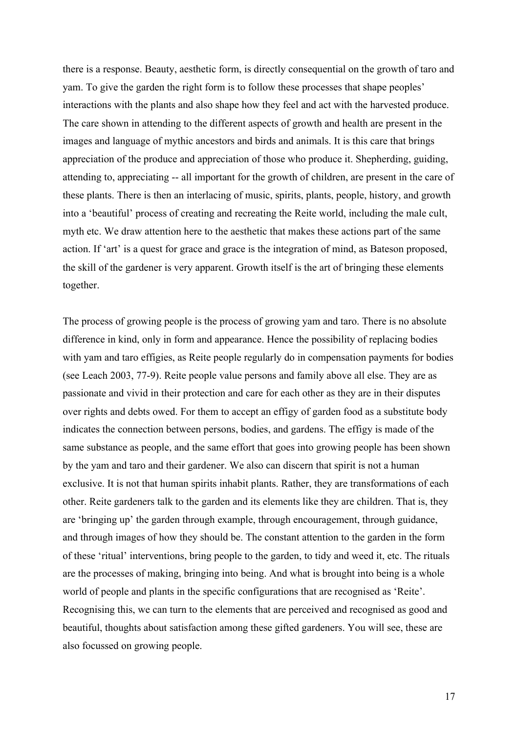there is a response. Beauty, aesthetic form, is directly consequential on the growth of taro and yam. To give the garden the right form is to follow these processes that shape peoples' interactions with the plants and also shape how they feel and act with the harvested produce. The care shown in attending to the different aspects of growth and health are present in the images and language of mythic ancestors and birds and animals. It is this care that brings appreciation of the produce and appreciation of those who produce it. Shepherding, guiding, attending to, appreciating -- all important for the growth of children, are present in the care of these plants. There is then an interlacing of music, spirits, plants, people, history, and growth into a 'beautiful' process of creating and recreating the Reite world, including the male cult, myth etc. We draw attention here to the aesthetic that makes these actions part of the same action. If 'art' is a quest for grace and grace is the integration of mind, as Bateson proposed, the skill of the gardener is very apparent. Growth itself is the art of bringing these elements together.

The process of growing people is the process of growing yam and taro. There is no absolute difference in kind, only in form and appearance. Hence the possibility of replacing bodies with yam and taro effigies, as Reite people regularly do in compensation payments for bodies (see Leach 2003, 77-9). Reite people value persons and family above all else. They are as passionate and vivid in their protection and care for each other as they are in their disputes over rights and debts owed. For them to accept an effigy of garden food as a substitute body indicates the connection between persons, bodies, and gardens. The effigy is made of the same substance as people, and the same effort that goes into growing people has been shown by the yam and taro and their gardener. We also can discern that spirit is not a human exclusive. It is not that human spirits inhabit plants. Rather, they are transformations of each other. Reite gardeners talk to the garden and its elements like they are children. That is, they are 'bringing up' the garden through example, through encouragement, through guidance, and through images of how they should be. The constant attention to the garden in the form of these 'ritual' interventions, bring people to the garden, to tidy and weed it, etc. The rituals are the processes of making, bringing into being. And what is brought into being is a whole world of people and plants in the specific configurations that are recognised as 'Reite'. Recognising this, we can turn to the elements that are perceived and recognised as good and beautiful, thoughts about satisfaction among these gifted gardeners. You will see, these are also focussed on growing people.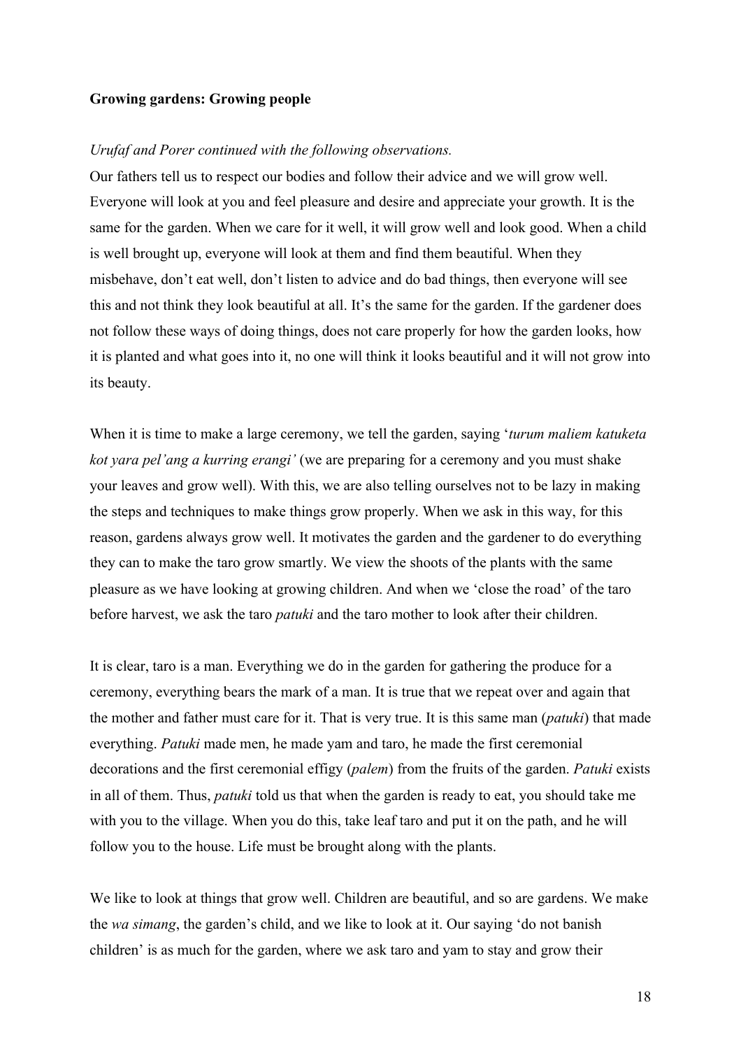**Growing gardens: Growing people**

*Urufaf and Porer continued with the following observations.*

Our fathers tell us to respect our bodies and follow their advice and we will grow well. Everyone will look at you and feel pleasure and desire and appreciate your growth. It is the same for the garden. When we care for it well, it will grow well and look good. When a child is well brought up, everyone will look at them and find them beautiful. When they misbehave, don't eat well, don't listen to advice and do bad things, then everyone will see this and not think they look beautiful at all. It's the same for the garden. If the gardener does not follow these ways of doing things, does not care properly for how the garden looks, how it is planted and what goes into it, no one will think it looks beautiful and it will not grow into its beauty.

When it is time to make a large ceremony, we tell the garden, saying '*turum maliem katuketa kot yara pel'ang a kurring erangi'* (we are preparing for a ceremony and you must shake your leaves and grow well). With this, we are also telling ourselves not to be lazy in making the steps and techniques to make things grow properly. When we ask in this way, for this reason, gardens always grow well. It motivates the garden and the gardener to do everything they can to make the taro grow smartly. We view the shoots of the plants with the same pleasure as we have looking at growing children. And when we 'close the road' of the taro before harvest, we ask the taro *patuki* and the taro mother to look after their children.

It is clear, taro is a man. Everything we do in the garden for gathering the produce for a ceremony, everything bears the mark of a man. It is true that we repeat over and again that the mother and father must care for it. That is very true. It is this same man (*patuki*) that made everything. *Patuki* made men, he made yam and taro, he made the first ceremonial decorations and the first ceremonial effigy (*palem*) from the fruits of the garden. *Patuki* exists in all of them. Thus, *patuki* told us that when the garden is ready to eat, you should take me with you to the village. When you do this, take leaf taro and put it on the path, and he will follow you to the house. Life must be brought along with the plants.

We like to look at things that grow well. Children are beautiful, and so are gardens. We make the *wa simang*, the garden's child, and we like to look at it. Our saying 'do not banish children' is as much for the garden, where we ask taro and yam to stay and grow their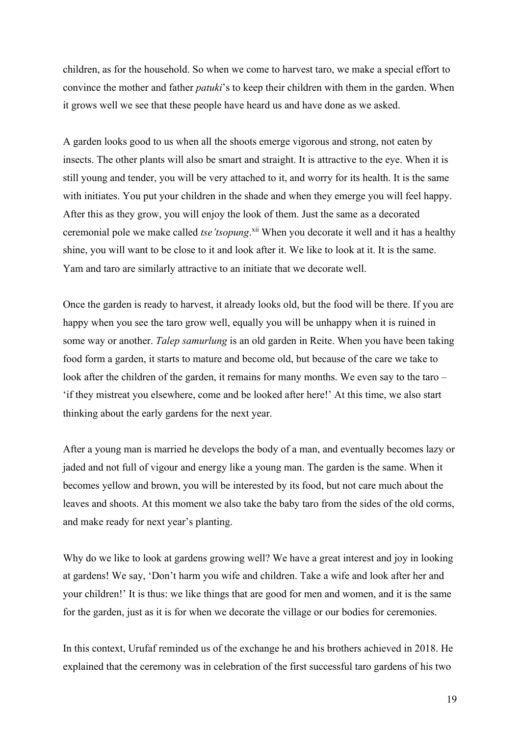children, as for the household. So when we come to harvest taro, we make a special effort to convince the mother and father *patuki*'s to keep their children with them in the garden. When it grows well we see that these people have heard us and have done as we asked.

A garden looks good to us when all the shoots emerge vigorous and strong, not eaten by insects. The other plants will also be smart and straight. It is attractive to the eye. When it is still young and tender, you will be very attached to it, and worry for its health. It is the same with initiates. You put your children in the shade and when they emerge you will feel happy. After this as they grow, you will enjoy the look of them. Just the same as a decorated ceremonial pole we make called *tse'tsopung*.[xii] When you decorate it well and it has a healthy shine, you will want to be close to it and look after it. We like to look at it. It is the same. Yam and taro are similarly attractive to an initiate that we decorate well.

Once the garden is ready to harvest, it already looks old, but the food will be there. If you are happy when you see the taro grow well, equally you will be unhappy when it is ruined in some way or another. *Talep samurlung* is an old garden in Reite. When you have been taking food form a garden, it starts to mature and become old, but because of the care we take to look after the children of the garden, it remains for many months. We even say to the taro – 'if they mistreat you elsewhere, come and be looked after here!' At this time, we also start thinking about the early gardens for the next year.

After a young man is married he develops the body of a man, and eventually becomes lazy or jaded and not full of vigour and energy like a young man. The garden is the same. When it becomes yellow and brown, you will be interested by its food, but not care much about the leaves and shoots. At this moment we also take the baby taro from the sides of the old corms, and make ready for next year's planting.

Why do we like to look at gardens growing well? We have a great interest and joy in looking at gardens! We say, 'Don't harm you wife and children. Take a wife and look after her and your children!' It is thus: we like things that are good for men and women, and it is the same for the garden, just as it is for when we decorate the village or our bodies for ceremonies.

In this context, Urufaf reminded us of the exchange he and his brothers achieved in 2018. He explained that the ceremony was in celebration of the first successful taro gardens of his two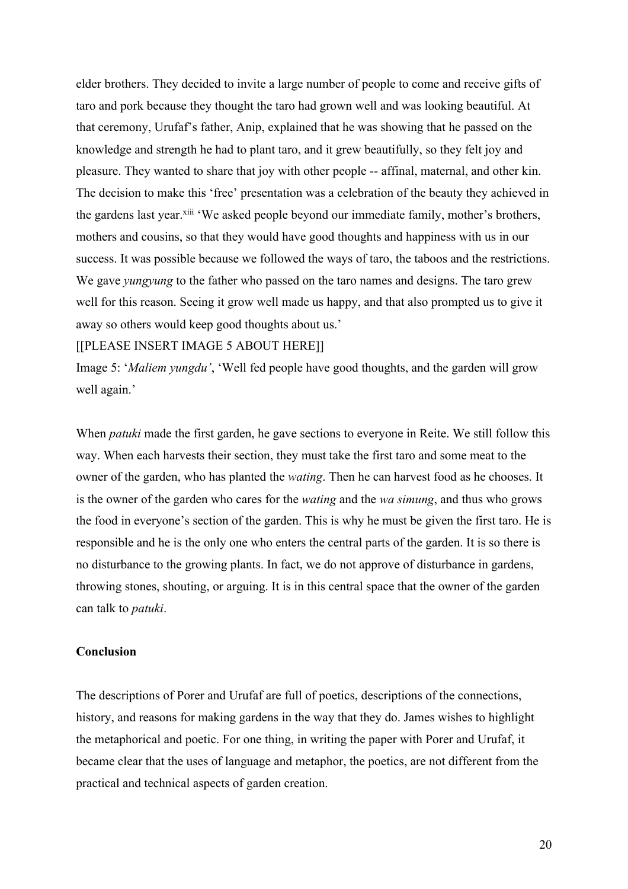elder brothers. They decided to invite a large number of people to come and receive gifts of taro and pork because they thought the taro had grown well and was looking beautiful. At that ceremony, Urufaf's father, Anip, explained that he was showing that he passed on the knowledge and strength he had to plant taro, and it grew beautifully, so they felt joy and pleasure. They wanted to share that joy with other people -- affinal, maternal, and other kin. The decision to make this 'free' presentation was a celebration of the beauty they achieved in the gardens last year.[xiii] 'We asked people beyond our immediate family, mother's brothers, mothers and cousins, so that they would have good thoughts and happiness with us in our success. It was possible because we followed the ways of taro, the taboos and the restrictions. We gave *yungyung* to the father who passed on the taro names and designs. The taro grew well for this reason. Seeing it grow well made us happy, and that also prompted us to give it away so others would keep good thoughts about us.'

[[PLEASE INSERT IMAGE 5 ABOUT HERE]]

Image 5: '*Maliem yungdu'*, 'Well fed people have good thoughts, and the garden will grow well again.'

When *patuki* made the first garden, he gave sections to everyone in Reite. We still follow this way. When each harvests their section, they must take the first taro and some meat to the owner of the garden, who has planted the *wating*. Then he can harvest food as he chooses. It is the owner of the garden who cares for the *wating* and the *wa simung*, and thus who grows the food in everyone's section of the garden. This is why he must be given the first taro. He is responsible and he is the only one who enters the central parts of the garden. It is so there is no disturbance to the growing plants. In fact, we do not approve of disturbance in gardens, throwing stones, shouting, or arguing. It is in this central space that the owner of the garden can talk to *patuki*.

**Conclusion**

The descriptions of Porer and Urufaf are full of poetics, descriptions of the connections, history, and reasons for making gardens in the way that they do. James wishes to highlight the metaphorical and poetic. For one thing, in writing the paper with Porer and Urufaf, it became clear that the uses of language and metaphor, the poetics, are not different from the practical and technical aspects of garden creation.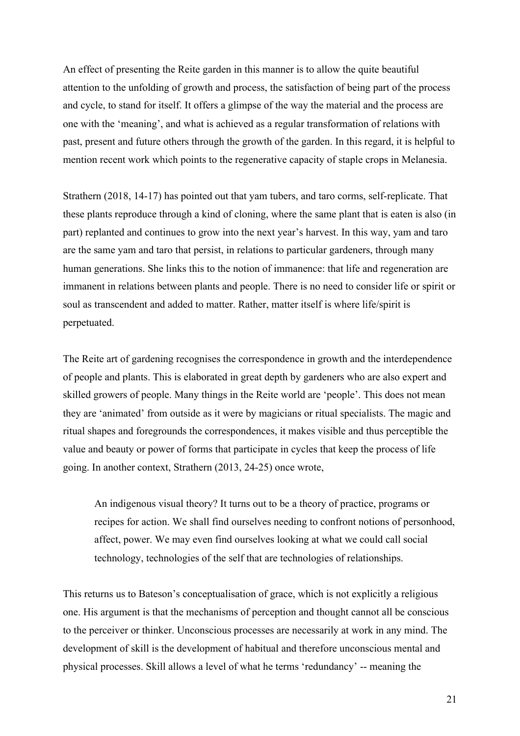An effect of presenting the Reite garden in this manner is to allow the quite beautiful attention to the unfolding of growth and process, the satisfaction of being part of the process and cycle, to stand for itself. It offers a glimpse of the way the material and the process are one with the 'meaning', and what is achieved as a regular transformation of relations with past, present and future others through the growth of the garden. In this regard, it is helpful to mention recent work which points to the regenerative capacity of staple crops in Melanesia.

Strathern (2018, 14-17) has pointed out that yam tubers, and taro corms, self-replicate. That these plants reproduce through a kind of cloning, where the same plant that is eaten is also (in part) replanted and continues to grow into the next year's harvest. In this way, yam and taro are the same yam and taro that persist, in relations to particular gardeners, through many human generations. She links this to the notion of immanence: that life and regeneration are immanent in relations between plants and people. There is no need to consider life or spirit or soul as transcendent and added to matter. Rather, matter itself is where life/spirit is perpetuated.

The Reite art of gardening recognises the correspondence in growth and the interdependence of people and plants. This is elaborated in great depth by gardeners who are also expert and skilled growers of people. Many things in the Reite world are 'people'. This does not mean they are 'animated' from outside as it were by magicians or ritual specialists. The magic and ritual shapes and foregrounds the correspondences, it makes visible and thus perceptible the value and beauty or power of forms that participate in cycles that keep the process of life going. In another context, Strathern (2013, 24-25) once wrote,

> An indigenous visual theory? It turns out to be a theory of practice, programs or recipes for action. We shall find ourselves needing to confront notions of personhood, affect, power. We may even find ourselves looking at what we could call social technology, technologies of the self that are technologies of relationships.

This returns us to Bateson's conceptualisation of grace, which is not explicitly a religious one. His argument is that the mechanisms of perception and thought cannot all be conscious to the perceiver or thinker. Unconscious processes are necessarily at work in any mind. The development of skill is the development of habitual and therefore unconscious mental and physical processes. Skill allows a level of what he terms 'redundancy' -- meaning the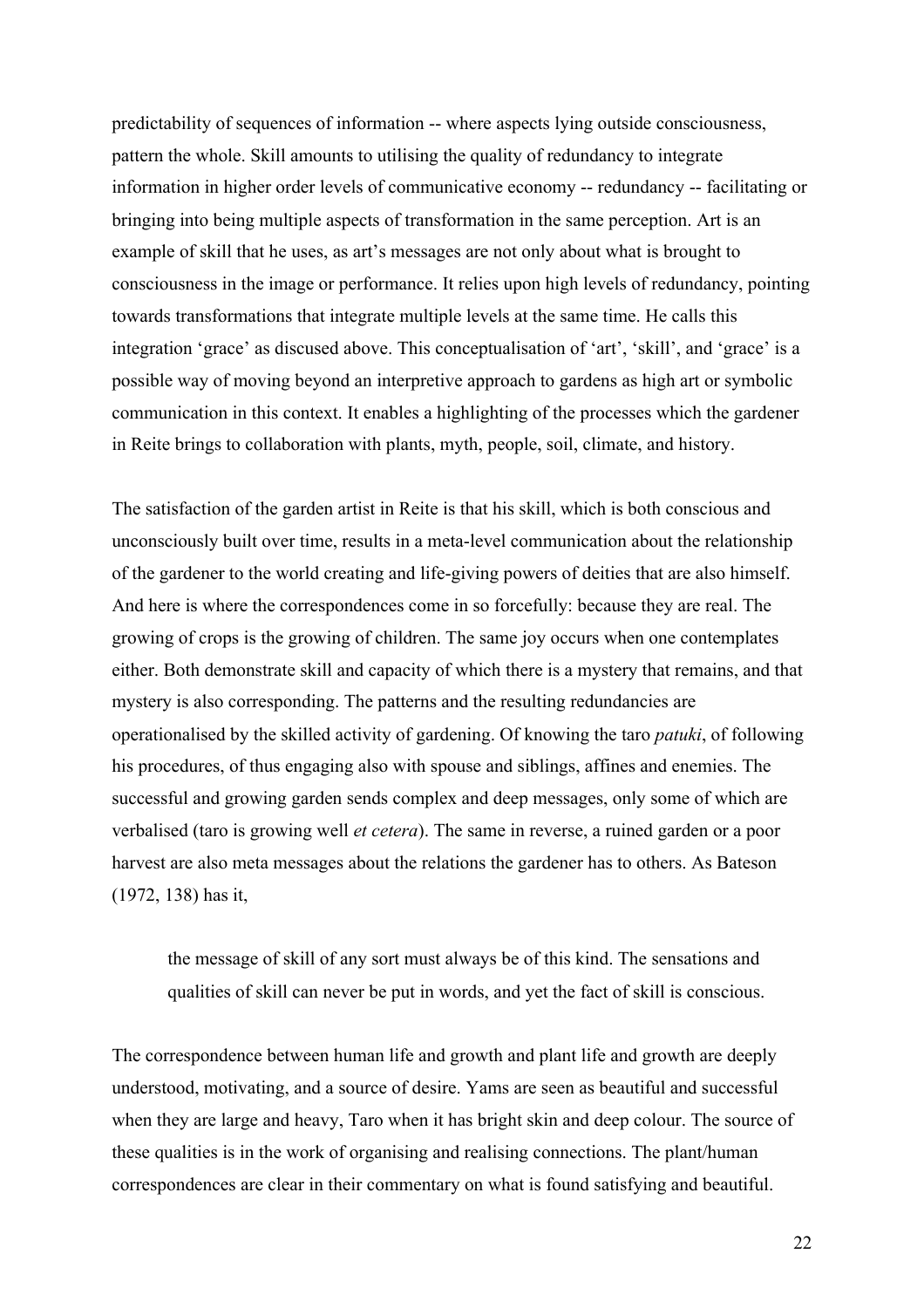predictability of sequences of information -- where aspects lying outside consciousness, pattern the whole. Skill amounts to utilising the quality of redundancy to integrate information in higher order levels of communicative economy -- redundancy -- facilitating or bringing into being multiple aspects of transformation in the same perception. Art is an example of skill that he uses, as art's messages are not only about what is brought to consciousness in the image or performance. It relies upon high levels of redundancy, pointing towards transformations that integrate multiple levels at the same time. He calls this integration 'grace' as discused above. This conceptualisation of 'art', 'skill', and 'grace' is a possible way of moving beyond an interpretive approach to gardens as high art or symbolic communication in this context. It enables a highlighting of the processes which the gardener in Reite brings to collaboration with plants, myth, people, soil, climate, and history.

The satisfaction of the garden artist in Reite is that his skill, which is both conscious and unconsciously built over time, results in a meta-level communication about the relationship of the gardener to the world creating and life-giving powers of deities that are also himself. And here is where the correspondences come in so forcefully: because they are real. The growing of crops is the growing of children. The same joy occurs when one contemplates either. Both demonstrate skill and capacity of which there is a mystery that remains, and that mystery is also corresponding. The patterns and the resulting redundancies are operationalised by the skilled activity of gardening. Of knowing the taro *patuki*, of following his procedures, of thus engaging also with spouse and siblings, affines and enemies. The successful and growing garden sends complex and deep messages, only some of which are verbalised (taro is growing well *et cetera*). The same in reverse, a ruined garden or a poor harvest are also meta messages about the relations the gardener has to others. As Bateson (1972, 138) has it,

> the message of skill of any sort must always be of this kind. The sensations and qualities of skill can never be put in words, and yet the fact of skill is conscious.

The correspondence between human life and growth and plant life and growth are deeply understood, motivating, and a source of desire. Yams are seen as beautiful and successful when they are large and heavy, Taro when it has bright skin and deep colour. The source of these qualities is in the work of organising and realising connections. The plant/human correspondences are clear in their commentary on what is found satisfying and beautiful.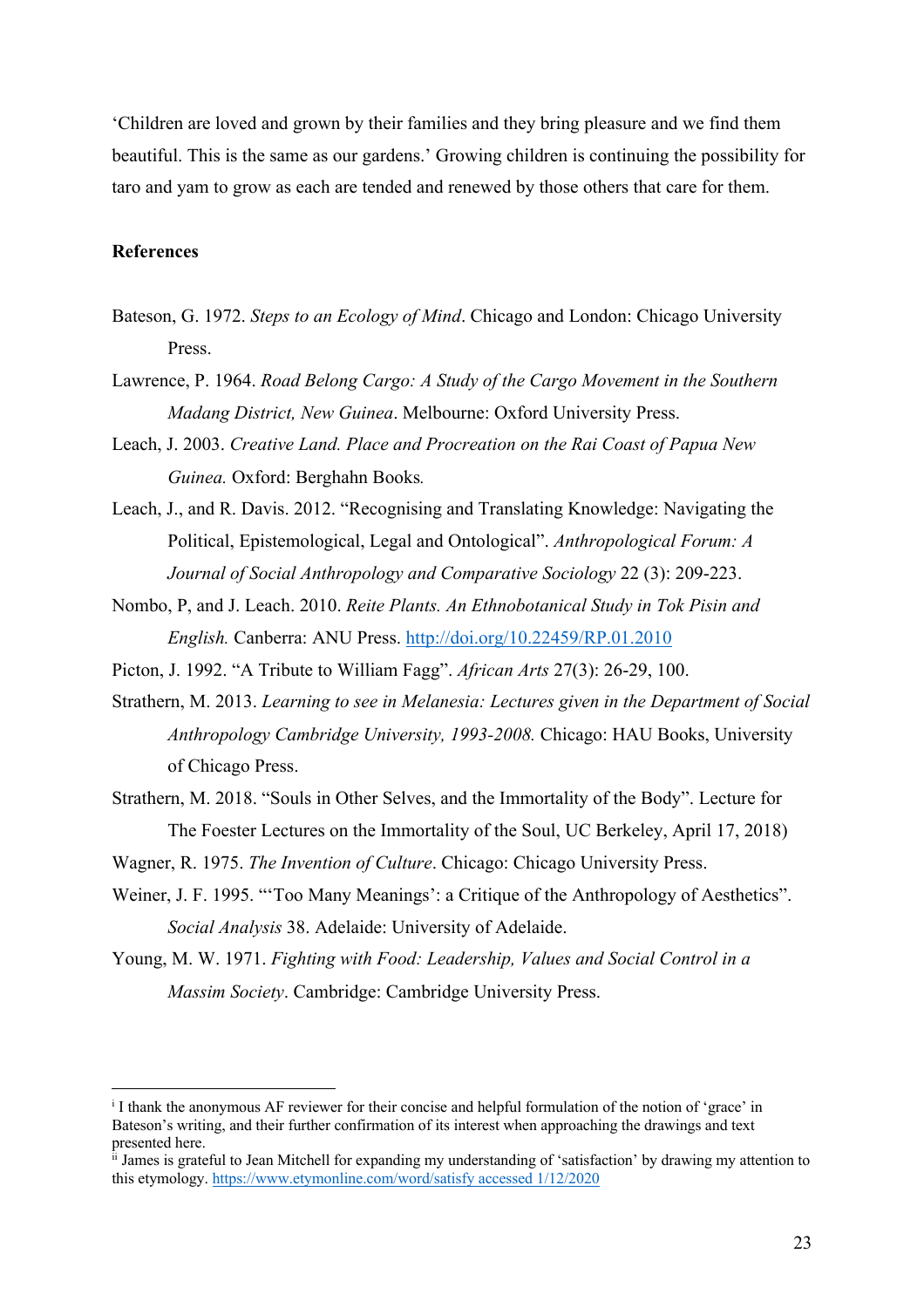'Children are loved and grown by their families and they bring pleasure and we find them beautiful. This is the same as our gardens.' Growing children is continuing the possibility for taro and yam to grow as each are tended and renewed by those others that care for them.

**References**

Bateson, G. 1972. *Steps to an Ecology of Mind*. Chicago and London: Chicago University Press.

Lawrence, P. 1964. *Road Belong Cargo: A Study of the Cargo Movement in the Southern Madang District, New Guinea*. Melbourne: Oxford University Press.

Leach, J. 2003. *Creative Land. Place and Procreation on the Rai Coast of Papua New Guinea.* Oxford: Berghahn Books.

Leach, J., and R. Davis. 2012. "Recognising and Translating Knowledge: Navigating the Political, Epistemological, Legal and Ontological". *Anthropological Forum: A Journal of Social Anthropology and Comparative Sociology* 22 (3): 209-223.

Nombo, P, and J. Leach. 2010. *Reite Plants. An Ethnobotanical Study in Tok Pisin and English.* Canberra: ANU Press. http://doi.org/10.22459/RP.01.2010

Picton, J. 1992. "A Tribute to William Fagg". *African Arts* 27(3): 26-29, 100.

Strathern, M. 2013. *Learning to see in Melanesia: Lectures given in the Department of Social Anthropology Cambridge University, 1993-2008.* Chicago: HAU Books, University of Chicago Press.

Strathern, M. 2018. "Souls in Other Selves, and the Immortality of the Body". Lecture for The Foester Lectures on the Immortality of the Soul, UC Berkeley, April 17, 2018)

Wagner, R. 1975. *The Invention of Culture*. Chicago: Chicago University Press.

Weiner, J. F. 1995. "'Too Many Meanings': a Critique of the Anthropology of Aesthetics". *Social Analysis* 38. Adelaide: University of Adelaide.

Young, M. W. 1971. *Fighting with Food: Leadership, Values and Social Control in a Massim Society*. Cambridge: Cambridge University Press.

---

[i] I thank the anonymous AF reviewer for their concise and helpful formulation of the notion of 'grace' in Bateson's writing, and their further confirmation of its interest when approaching the drawings and text presented here.

[ii] James is grateful to Jean Mitchell for expanding my understanding of 'satisfaction' by drawing my attention to this etymology. https://www.etymonline.com/word/satisfy accessed 1/12/2020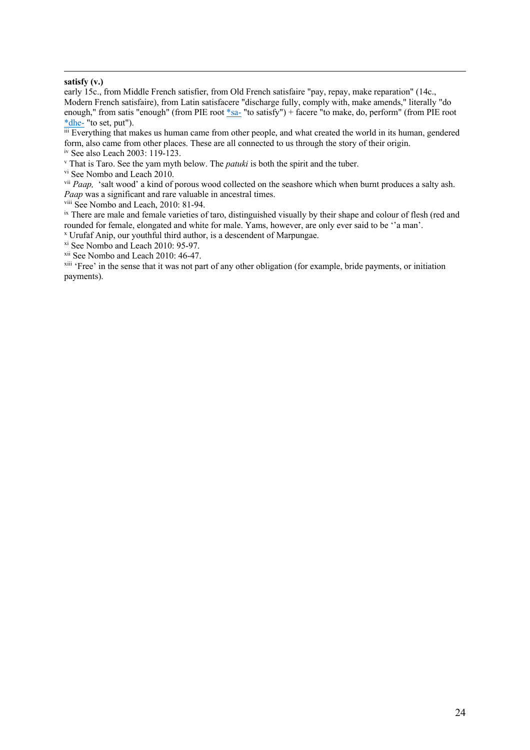**satisfy (v.)**
early 15c., from Middle French satisfier, from Old French satisfaire "pay, repay, make reparation" (14c., Modern French satisfaire), from Latin satisfacere "discharge fully, comply with, make amends," literally "do enough," from satis "enough" (from PIE root *sa- "to satisfy") + facere "to make, do, perform" (from PIE root *dhe- "to set, put").

[iii] Everything that makes us human came from other people, and what created the world in its human, gendered form, also came from other places. These are all connected to us through the story of their origin.

[iv] See also Leach 2003: 119-123.

[v] That is Taro. See the yam myth below. The *patuki* is both the spirit and the tuber.

[vi] See Nombo and Leach 2010.

[vii] *Paap,* 'salt wood' a kind of porous wood collected on the seashore which when burnt produces a salty ash. *Paap* was a significant and rare valuable in ancestral times.

[viii] See Nombo and Leach, 2010: 81-94.

[ix] There are male and female varieties of taro, distinguished visually by their shape and colour of flesh (red and rounded for female, elongated and white for male. Yams, however, are only ever said to be ''a man'.

[x] Urufaf Anip, our youthful third author, is a descendent of Marpungae.

[xi] See Nombo and Leach 2010: 95-97.

[xii] See Nombo and Leach 2010: 46-47.

[xiii] 'Free' in the sense that it was not part of any other obligation (for example, bride payments, or initiation payments).